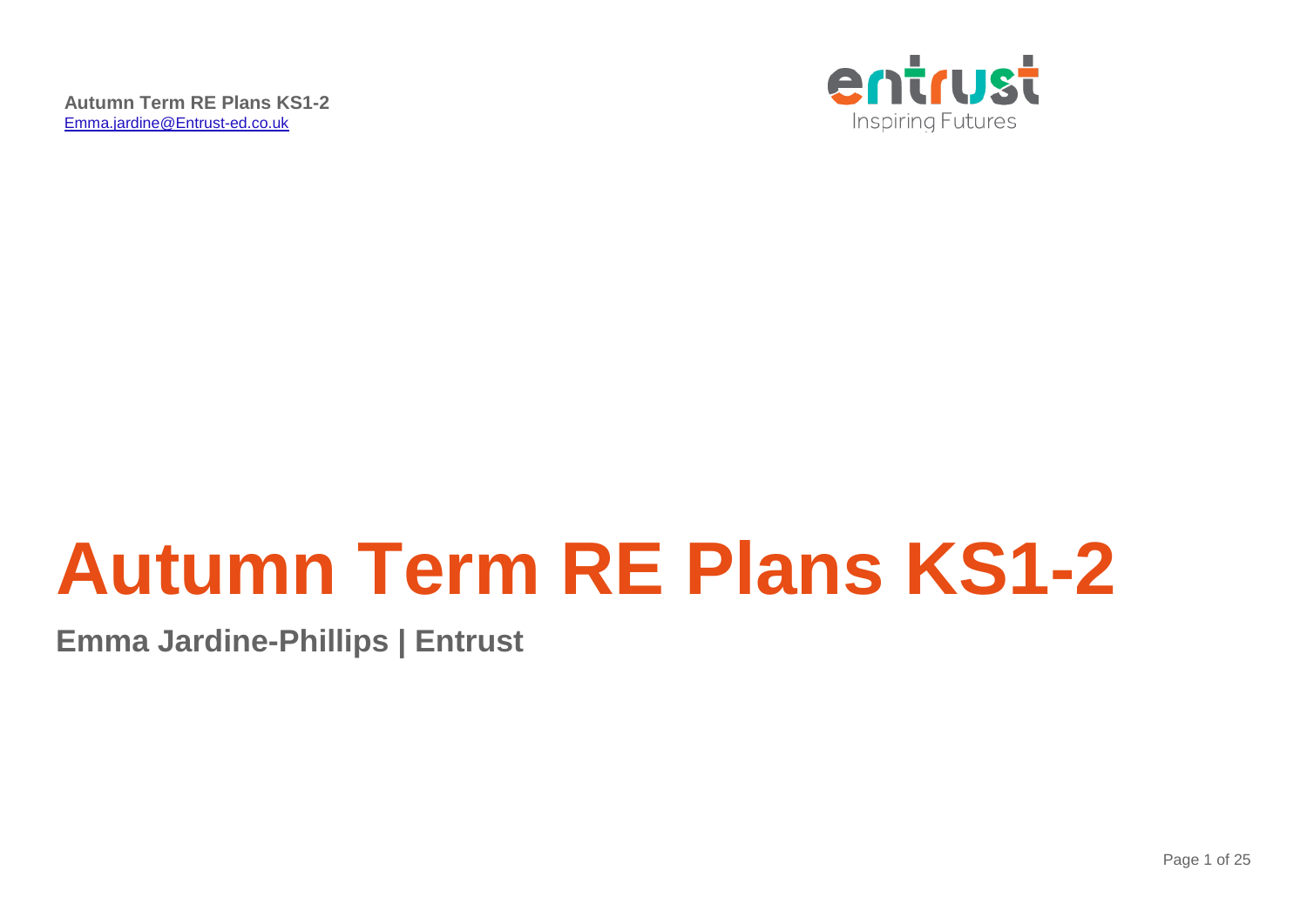**Autumn Term RE Plans KS1-2**
[Emma.jardine@Entrust-ed.co.uk](mailto:Emma.jardine@Entrust-ed.co.uk)

entrust
Inspiring Futures

# Autumn Term RE Plans KS1-2

## Emma Jardine-Phillips | Entrust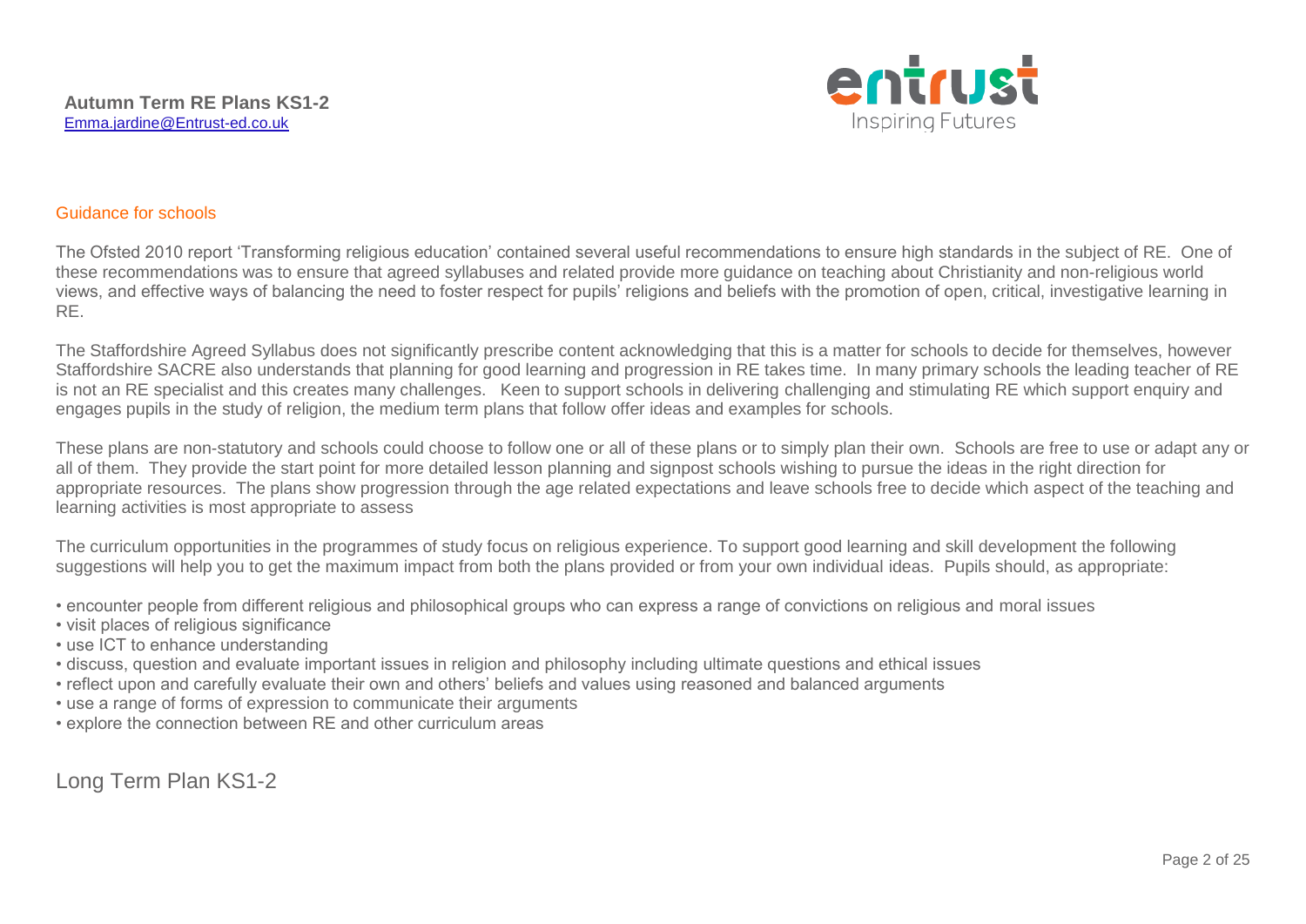**Autumn Term RE Plans KS1-2**
Emma.jardine@Entrust-ed.co.uk

## Guidance for schools

The Ofsted 2010 report 'Transforming religious education' contained several useful recommendations to ensure high standards in the subject of RE. One of these recommendations was to ensure that agreed syllabuses and related provide more guidance on teaching about Christianity and non-religious world views, and effective ways of balancing the need to foster respect for pupils' religions and beliefs with the promotion of open, critical, investigative learning in RE.

The Staffordshire Agreed Syllabus does not significantly prescribe content acknowledging that this is a matter for schools to decide for themselves, however Staffordshire SACRE also understands that planning for good learning and progression in RE takes time. In many primary schools the leading teacher of RE is not an RE specialist and this creates many challenges. Keen to support schools in delivering challenging and stimulating RE which support enquiry and engages pupils in the study of religion, the medium term plans that follow offer ideas and examples for schools.

These plans are non-statutory and schools could choose to follow one or all of these plans or to simply plan their own. Schools are free to use or adapt any or all of them. They provide the start point for more detailed lesson planning and signpost schools wishing to pursue the ideas in the right direction for appropriate resources. The plans show progression through the age related expectations and leave schools free to decide which aspect of the teaching and learning activities is most appropriate to assess

The curriculum opportunities in the programmes of study focus on religious experience. To support good learning and skill development the following suggestions will help you to get the maximum impact from both the plans provided or from your own individual ideas. Pupils should, as appropriate:

- encounter people from different religious and philosophical groups who can express a range of convictions on religious and moral issues
- visit places of religious significance
- use ICT to enhance understanding
- discuss, question and evaluate important issues in religion and philosophy including ultimate questions and ethical issues
- reflect upon and carefully evaluate their own and others' beliefs and values using reasoned and balanced arguments
- use a range of forms of expression to communicate their arguments
- explore the connection between RE and other curriculum areas

## Long Term Plan KS1-2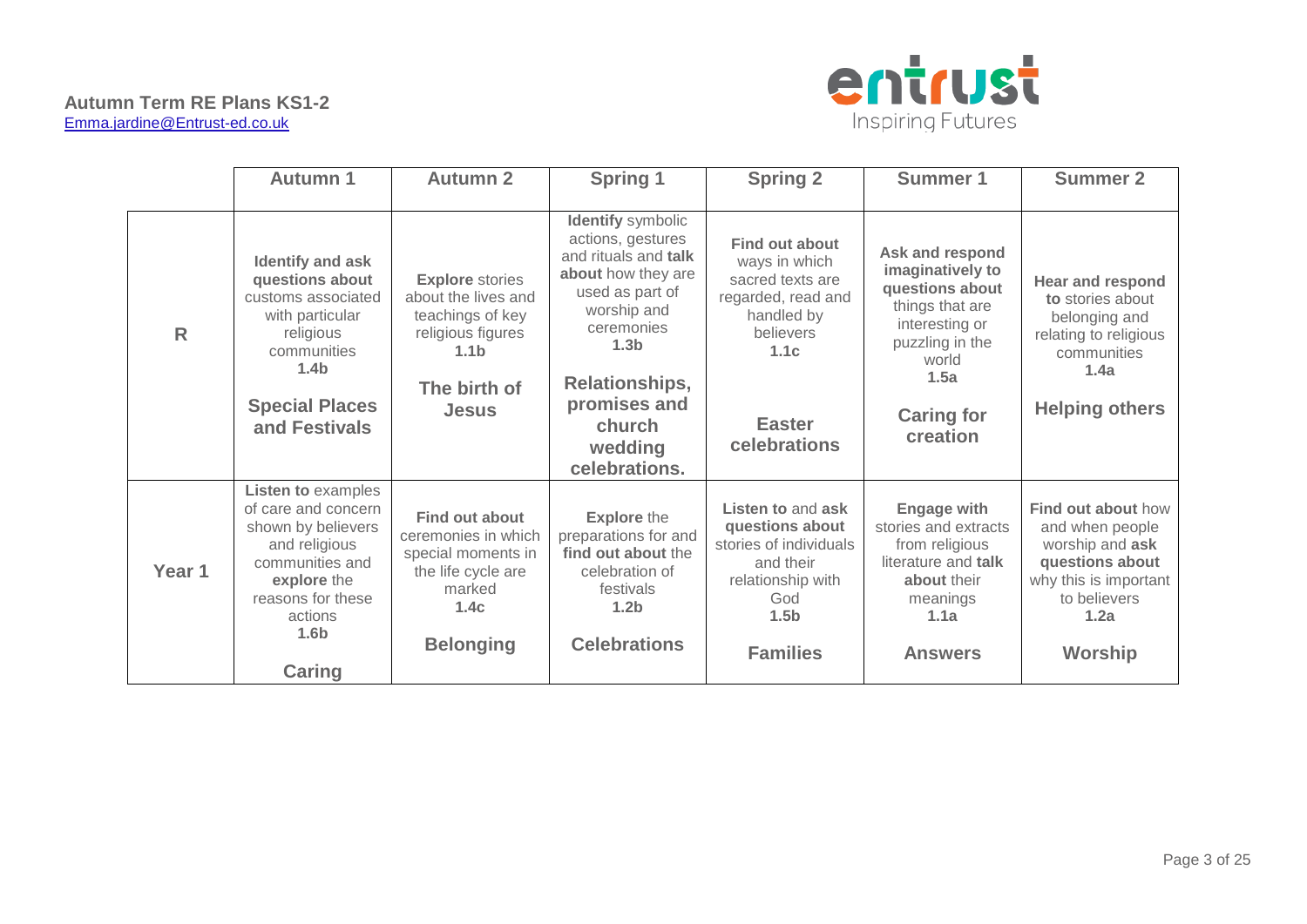**Autumn Term RE Plans KS1-2**
Emma.jardine@Entrust-ed.co.uk

entrust
Inspiring Futures

| | Autumn 1 | Autumn 2 | Spring 1 | Spring 2 | Summer 1 | Summer 2 |
|---|---|---|---|---|---|---|
| **R** | **Identify and ask questions about** customs associated with particular religious communities **1.4b** **Special Places and Festivals** | **Explore** stories about the lives and teachings of key religious figures **1.1b** **The birth of Jesus** | **Identify** symbolic actions, gestures and rituals and **talk about** how they are used as part of worship and ceremonies **1.3b** **Relationships, promises and church wedding celebrations.** | **Find out about** ways in which sacred texts are regarded, read and handled by believers **1.1c** **Easter celebrations** | **Ask and respond imaginatively to questions about** things that are interesting or puzzling in the world **1.5a** **Caring for creation** | **Hear and respond to** stories about belonging and relating to religious communities **1.4a** **Helping others** |
| **Year 1** | **Listen to** examples of care and concern shown by believers and religious communities and **explore** the reasons for these actions **1.6b** **Caring** | **Find out about** ceremonies in which special moments in the life cycle are marked **1.4c** **Belonging** | **Explore** the preparations for and **find out about** the celebration of festivals **1.2b** **Celebrations** | **Listen to** and **ask questions about** stories of individuals and their relationship with God **1.5b** **Families** | **Engage with** stories and extracts from religious literature and **talk about** their meanings **1.1a** **Answers** | **Find out about** how and when people worship and **ask questions about** why this is important to believers **1.2a** **Worship** |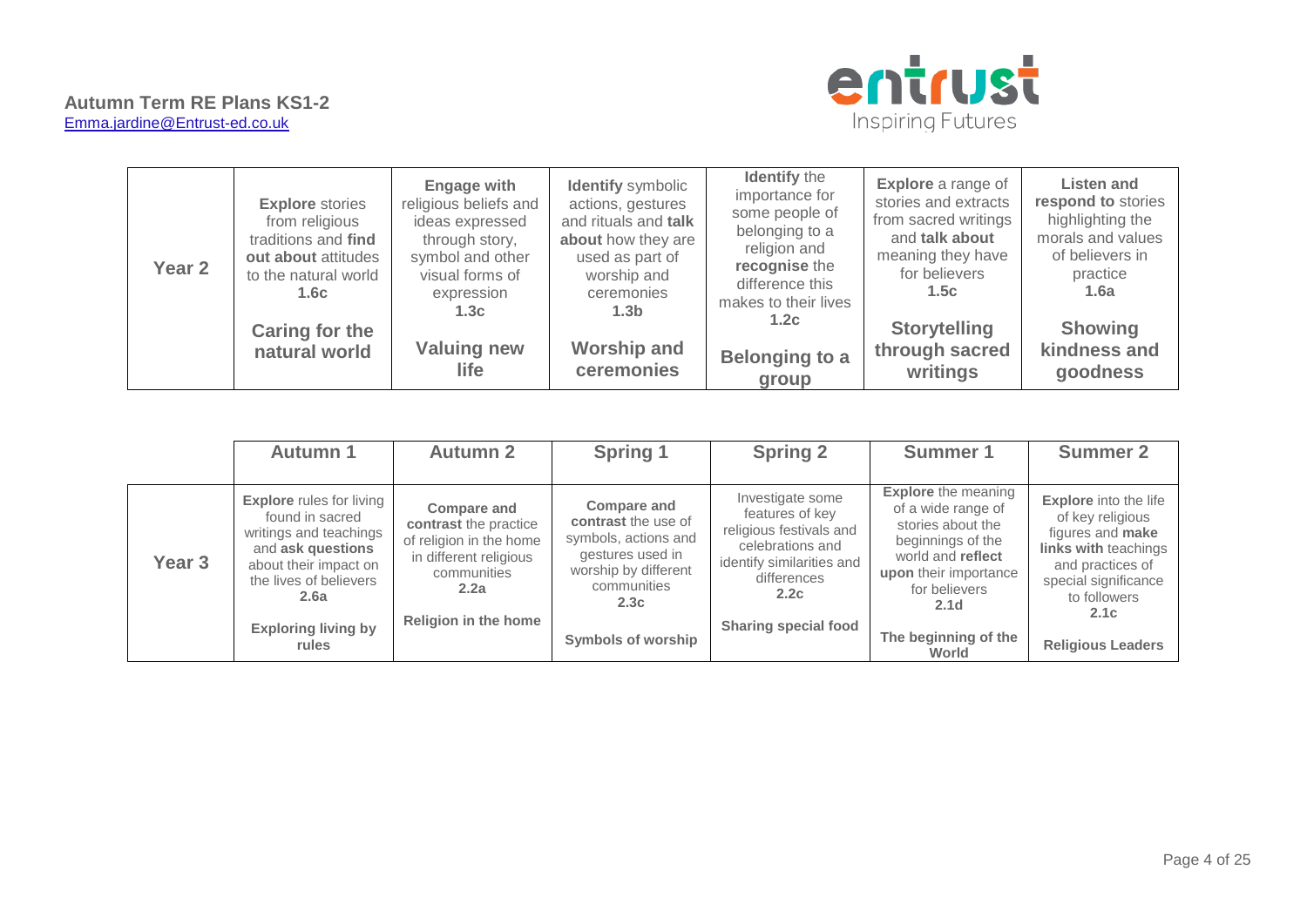**Autumn Term RE Plans KS1-2**
Emma.jardine@Entrust-ed.co.uk

entrust
Inspiring Futures

| | | | | | | |
|---|---|---|---|---|---|---|
| **Year 2** | **Explore** stories from religious traditions and **find out about** attitudes to the natural world **1.6c**<br><br>**Caring for the natural world** | **Engage with** religious beliefs and ideas expressed through story, symbol and other visual forms of expression **1.3c**<br><br>**Valuing new life** | **Identify** symbolic actions, gestures and rituals and **talk about** how they are used as part of worship and ceremonies **1.3b**<br><br>**Worship and ceremonies** | **Identify** the importance for some people of belonging to a religion and **recognise** the difference this makes to their lives **1.2c**<br><br>**Belonging to a group** | **Explore** a range of stories and extracts from sacred writings and **talk about** meaning they have for believers **1.5c**<br><br>**Storytelling through sacred writings** | **Listen and respond to** stories highlighting the morals and values of believers in practice **1.6a**<br><br>**Showing kindness and goodness** |

| | Autumn 1 | Autumn 2 | Spring 1 | Spring 2 | Summer 1 | Summer 2 |
|---|---|---|---|---|---|---|
| **Year 3** | **Explore** rules for living found in sacred writings and teachings and **ask questions** about their impact on the lives of believers **2.6a**<br><br>**Exploring living by rules** | **Compare and contrast** the practice of religion in the home in different religious communities **2.2a**<br><br>**Religion in the home** | **Compare and contrast** the use of symbols, actions and gestures used in worship by different communities **2.3c**<br><br>**Symbols of worship** | Investigate some features of key religious festivals and celebrations and identify similarities and differences **2.2c**<br><br>**Sharing special food** | **Explore** the meaning of a wide range of stories about the beginnings of the world and **reflect upon** their importance for believers **2.1d**<br><br>**The beginning of the World** | **Explore** into the life of key religious figures and **make links with** teachings and practices of special significance to followers **2.1c**<br><br>**Religious Leaders** |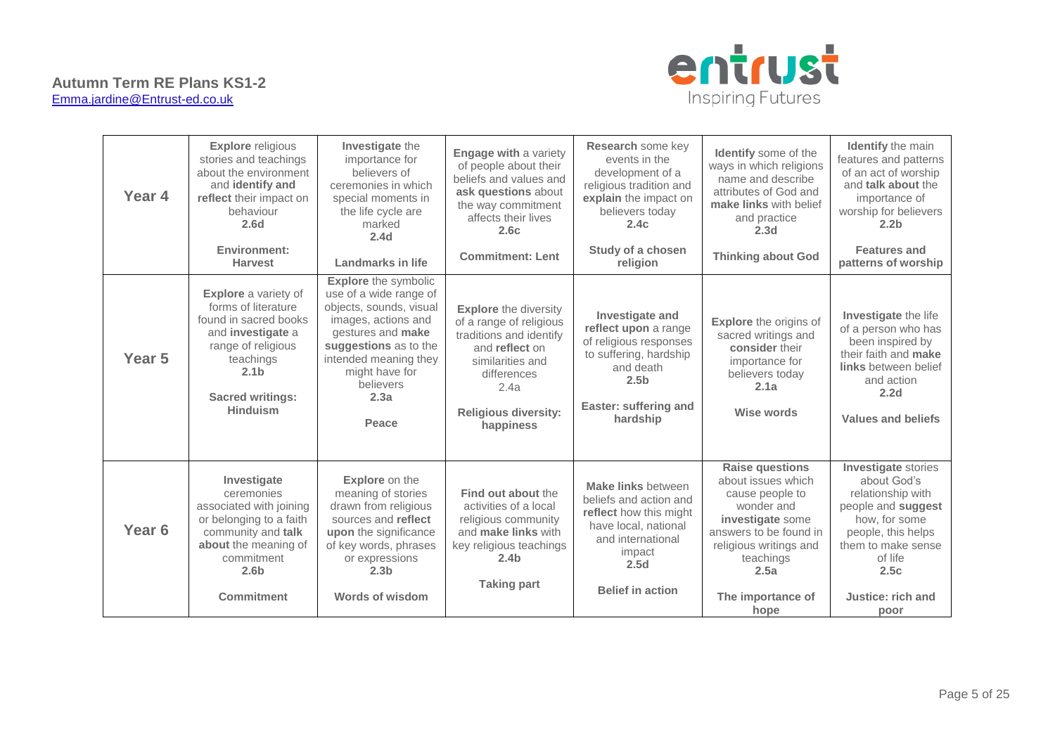**Autumn Term RE Plans KS1-2**
Emma.jardine@Entrust-ed.co.uk

| | | | | | | |
|---|---|---|---|---|---|---|
| **Year 4** | **Explore** religious stories and teachings about the environment and **identify and reflect** their impact on behaviour **2.6d** **Environment: Harvest** | **Investigate** the importance for believers of ceremonies in which special moments in the life cycle are marked **2.4d** **Landmarks in life** | **Engage with** a variety of people about their beliefs and values and **ask questions** about the way commitment affects their lives **2.6c** **Commitment: Lent** | **Research** some key events in the development of a religious tradition and **explain** the impact on believers today **2.4c** **Study of a chosen religion** | **Identify** some of the ways in which religions name and describe attributes of God and **make links** with belief and practice **2.3d** **Thinking about God** | **Identify** the main features and patterns of an act of worship and **talk about** the importance of worship for believers **2.2b** **Features and patterns of worship** |
| **Year 5** | **Explore** a variety of forms of literature found in sacred books and **investigate** a range of religious teachings **2.1b** **Sacred writings: Hinduism** | **Explore** the symbolic use of a wide range of objects, sounds, visual images, actions and gestures and **make suggestions** as to the intended meaning they might have for believers **2.3a** **Peace** | **Explore** the diversity of a range of religious traditions and identify and **reflect** on similarities and differences 2.4a **Religious diversity: happiness** | **Investigate and reflect upon** a range of religious responses to suffering, hardship and death **2.5b** **Easter: suffering and hardship** | **Explore** the origins of sacred writings and **consider** their importance for believers today **2.1a** **Wise words** | **Investigate** the life of a person who has been inspired by their faith and **make links** between belief and action **2.2d** **Values and beliefs** |
| **Year 6** | **Investigate** ceremonies associated with joining or belonging to a faith community and **talk about** the meaning of commitment **2.6b** **Commitment** | **Explore** on the meaning of stories drawn from religious sources and **reflect upon** the significance of key words, phrases or expressions **2.3b** **Words of wisdom** | **Find out about** the activities of a local religious community and **make links** with key religious teachings **2.4b** **Taking part** | **Make links** between beliefs and action and **reflect** how this might have local, national and international impact **2.5d** **Belief in action** | **Raise questions** about issues which cause people to wonder and **investigate** some answers to be found in religious writings and teachings **2.5a** **The importance of hope** | **Investigate** stories about God's relationship with people and **suggest** how, for some people, this helps them to make sense of life **2.5c** **Justice: rich and poor** |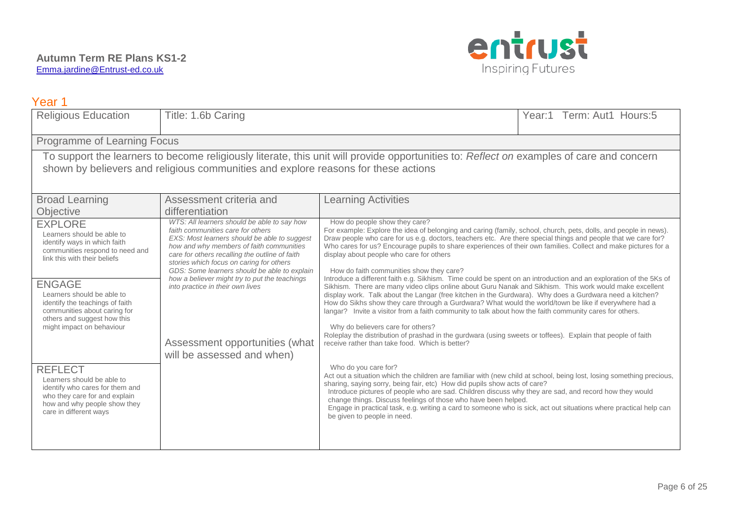**Autumn Term RE Plans KS1-2**
Emma.jardine@Entrust-ed.co.uk

## Year 1

| Religious Education | Title: 1.6b Caring | | Year:1 Term: Aut1 Hours:5 |
|---|---|---|---|
| **Programme of Learning Focus** | | | |
| To support the learners to become religiously literate, this unit will provide opportunities to: *Reflect on* examples of care and concern shown by believers and religious communities and explore reasons for these actions | | | |
| **Broad Learning Objective** | **Assessment criteria and differentiation** | **Learning Activities** | |
| **EXPLORE**<br>Learners should be able to identify ways in which faith communities respond to need and link this with their beliefs<br><br>**ENGAGE**<br>Learners should be able to identify the teachings of faith communities about caring for others and suggest how this might impact on behaviour<br><br>**REFLECT**<br>Learners should be able to identify who cares for them and who they care for and explain how and why people show they care in different ways | *WTS: All learners should be able to say how faith communities care for others*<br>*EXS: Most learners should be able to suggest how and why members of faith communities care for others recalling the outline of faith stories which focus on caring for others*<br>*GDS: Some learners should be able to explain how a believer might try to put the teachings into practice in their own lives*<br><br>**Assessment opportunities (what will be assessed and when)** | How do people show they care?<br>For example: Explore the idea of belonging and caring (family, school, church, pets, dolls, and people in news). Draw people who care for us e.g. doctors, teachers etc. Are there special things and people that we care for? Who cares for us? Encourage pupils to share experiences of their own families. Collect and make pictures for a display about people who care for others<br><br>How do faith communities show they care?<br>Introduce a different faith e.g. Sikhism. Time could be spent on an introduction and an exploration of the 5Ks of Sikhism. There are many video clips online about Guru Nanak and Sikhism. This work would make excellent display work. Talk about the Langar (free kitchen in the Gurdwara). Why does a Gurdwara need a kitchen? How do Sikhs show they care through a Gurdwara? What would the world/town be like if everywhere had a langar? Invite a visitor from a faith community to talk about how the faith community cares for others.<br><br>Why do believers care for others?<br>Roleplay the distribution of prashad in the gurdwara (using sweets or toffees). Explain that people of faith receive rather than take food. Which is better?<br><br>Who do you care for?<br>Act out a situation which the children are familiar with (new child at school, being lost, losing something precious, sharing, saying sorry, being fair, etc) How did pupils show acts of care?<br>Introduce pictures of people who are sad. Children discuss why they are sad, and record how they would change things. Discuss feelings of those who have been helped.<br>Engage in practical task, e.g. writing a card to someone who is sick, act out situations where practical help can be given to people in need. | |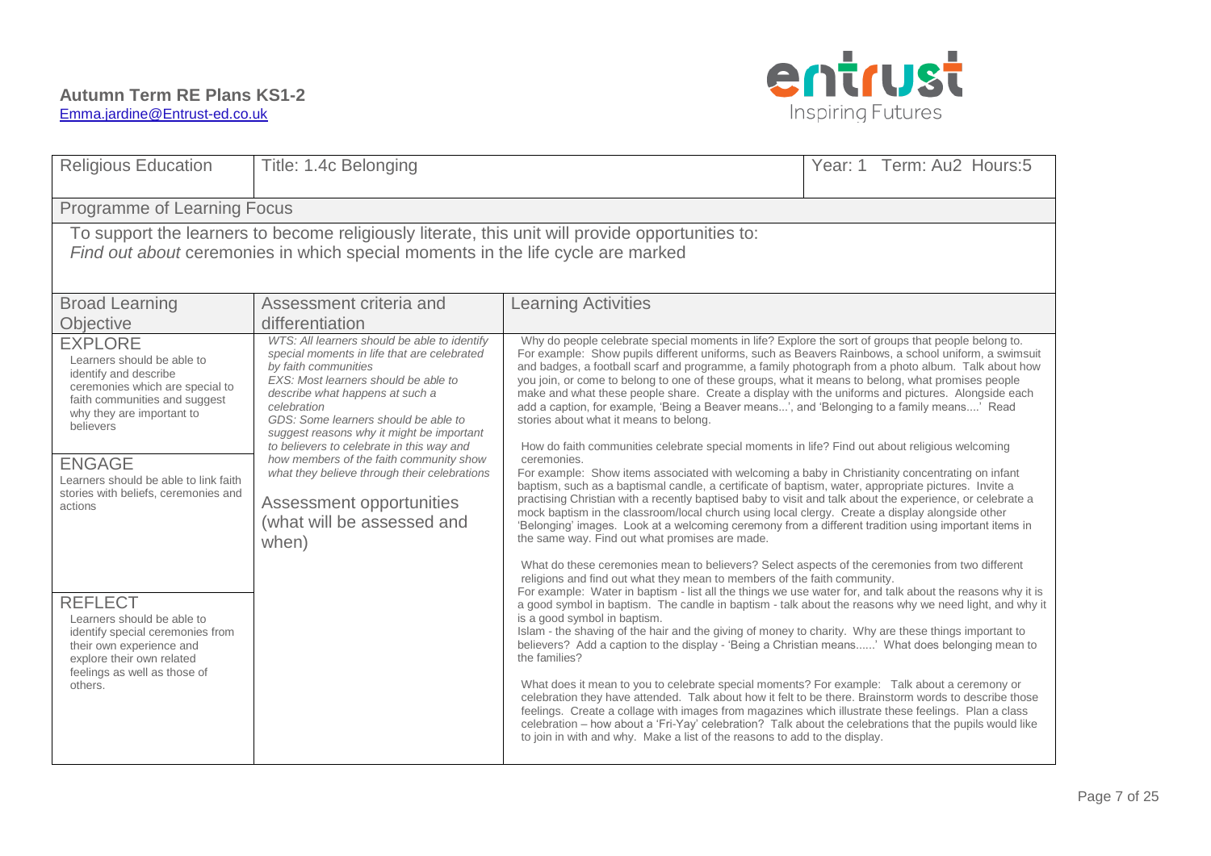**Autumn Term RE Plans KS1-2**
Emma.jardine@Entrust-ed.co.uk

| Religious Education | Title: 1.4c Belonging | | Year: 1 Term: Au2 Hours:5 |
|---|---|---|---|
| **Programme of Learning Focus** | | | |
| To support the learners to become religiously literate, this unit will provide opportunities to: *Find out about* ceremonies in which special moments in the life cycle are marked | | | |
| **Broad Learning Objective** | **Assessment criteria and differentiation** | **Learning Activities** | |
| EXPLORE<br>Learners should be able to identify and describe ceremonies which are special to faith communities and suggest why they are important to believers<br><br>ENGAGE<br>Learners should be able to link faith stories with beliefs, ceremonies and actions<br><br>REFLECT<br>Learners should be able to identify special ceremonies from their own experience and explore their own related feelings as well as those of others. | *WTS: All learners should be able to identify special moments in life that are celebrated by faith communities*<br>*EXS: Most learners should be able to describe what happens at such a celebration*<br>*GDS: Some learners should be able to suggest reasons why it might be important to believers to celebrate in this way and how members of the faith community show what they believe through their celebrations*<br><br>**Assessment opportunities (what will be assessed and when)** | Why do people celebrate special moments in life? Explore the sort of groups that people belong to. For example: Show pupils different uniforms, such as Beavers Rainbows, a school uniform, a swimsuit and badges, a football scarf and programme, a family photograph from a photo album. Talk about how you join, or come to belong to one of these groups, what it means to belong, what promises people make and what these people share. Create a display with the uniforms and pictures. Alongside each add a caption, for example, 'Being a Beaver means...', and 'Belonging to a family means....' Read stories about what it means to belong.<br><br>How do faith communities celebrate special moments in life? Find out about religious welcoming ceremonies.<br>For example: Show items associated with welcoming a baby in Christianity concentrating on infant baptism, such as a baptismal candle, a certificate of baptism, water, appropriate pictures. Invite a practising Christian with a recently baptised baby to visit and talk about the experience, or celebrate a mock baptism in the classroom/local church using local clergy. Create a display alongside other 'Belonging' images. Look at a welcoming ceremony from a different tradition using important items in the same way. Find out what promises are made.<br><br>What do these ceremonies mean to believers? Select aspects of the ceremonies from two different religions and find out what they mean to members of the faith community.<br>For example: Water in baptism - list all the things we use water for, and talk about the reasons why it is a good symbol in baptism. The candle in baptism - talk about the reasons why we need light, and why it is a good symbol in baptism.<br>Islam - the shaving of the hair and the giving of money to charity. Why are these things important to believers? Add a caption to the display - 'Being a Christian means......' What does belonging mean to the families?<br><br>What does it mean to you to celebrate special moments? For example: Talk about a ceremony or celebration they have attended. Talk about how it felt to be there. Brainstorm words to describe those feelings. Create a collage with images from magazines which illustrate these feelings. Plan a class celebration – how about a 'Fri-Yay' celebration? Talk about the celebrations that the pupils would like to join in with and why. Make a list of the reasons to add to the display. | |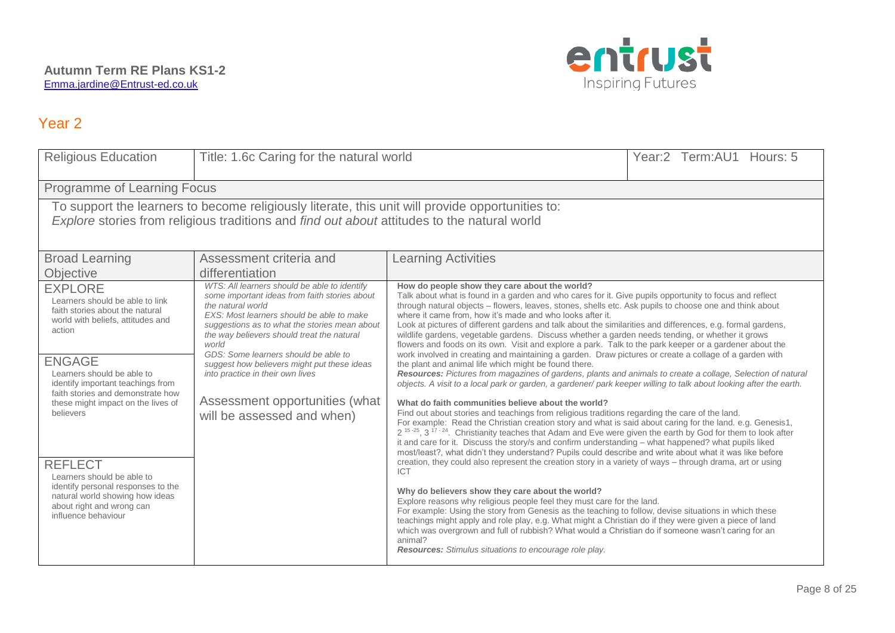**Autumn Term RE Plans KS1-2**
Emma.jardine@Entrust-ed.co.uk

## Year 2

| Religious Education | Title: 1.6c Caring for the natural world | | Year:2 Term:AU1 Hours: 5 |
|---|---|---|---|
| **Programme of Learning Focus** | | | |
| To support the learners to become religiously literate, this unit will provide opportunities to: *Explore* stories from religious traditions and *find out about* attitudes to the natural world | | | |
| **Broad Learning Objective** | **Assessment criteria and differentiation** | **Learning Activities** | |
| **EXPLORE** Learners should be able to link faith stories about the natural world with beliefs, attitudes and action<br><br>**ENGAGE** Learners should be able to identify important teachings from faith stories and demonstrate how these might impact on the lives of believers<br><br>**REFLECT** Learners should be able to identify personal responses to the natural world showing how ideas about right and wrong can influence behaviour | *WTS: All learners should be able to identify some important ideas from faith stories about the natural world*<br>*EXS: Most learners should be able to make suggestions as to what the stories mean about the way believers should treat the natural world*<br>*GDS: Some learners should be able to suggest how believers might put these ideas into practice in their own lives*<br><br>Assessment opportunities (what will be assessed and when) | **How do people show they care about the world?**<br>Talk about what is found in a garden and who cares for it. Give pupils opportunity to focus and reflect through natural objects – flowers, leaves, stones, shells etc. Ask pupils to choose one and think about where it came from, how it's made and who looks after it.<br>Look at pictures of different gardens and talk about the similarities and differences, e.g. formal gardens, wildlife gardens, vegetable gardens. Discuss whether a garden needs tending, or whether it grows flowers and foods on its own. Visit and explore a park. Talk to the park keeper or a gardener about the work involved in creating and maintaining a garden. Draw pictures or create a collage of a garden with the plant and animal life which might be found there.<br>***Resources:*** *Pictures from magazines of gardens, plants and animals to create a collage, Selection of natural objects. A visit to a local park or garden, a gardener/ park keeper willing to talk about looking after the earth.*<br><br>**What do faith communities believe about the world?**<br>Find out about stories and teachings from religious traditions regarding the care of the land.<br>For example: Read the Christian creation story and what is said about caring for the land. e.g. Genesis1, $2^{15-25}$, $3^{17-24}$. Christianity teaches that Adam and Eve were given the earth by God for them to look after it and care for it. Discuss the story/s and confirm understanding – what happened? what pupils liked most/least?, what didn't they understand? Pupils could describe and write about what it was like before creation, they could also represent the creation story in a variety of ways – through drama, art or using ICT<br><br>**Why do believers show they care about the world?**<br>Explore reasons why religious people feel they must care for the land.<br>For example: Using the story from Genesis as the teaching to follow, devise situations in which these teachings might apply and role play, e.g. What might a Christian do if they were given a piece of land which was overgrown and full of rubbish? What would a Christian do if someone wasn't caring for an animal?<br>***Resources:*** *Stimulus situations to encourage role play.* | |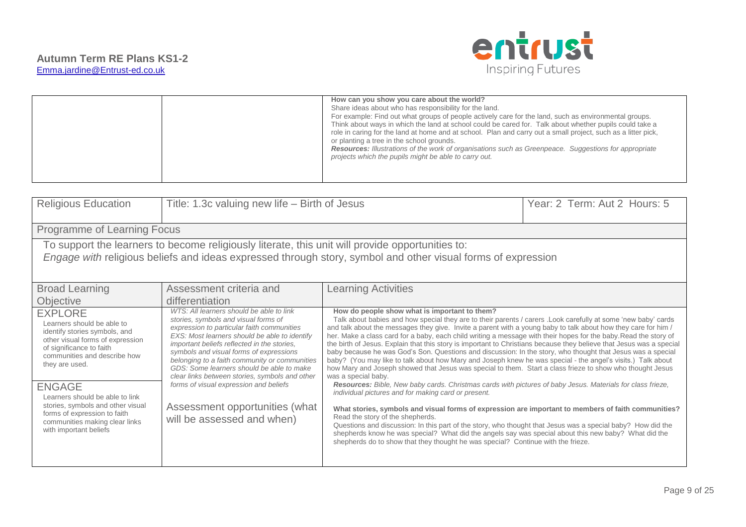| | | **How can you show you care about the world?** Share ideas about who has responsibility for the land. For example: Find out what groups of people actively care for the land, such as environmental groups. Think about ways in which the land at school could be cared for. Talk about whether pupils could take a role in caring for the land at home and at school. Plan and carry out a small project, such as a litter pick, or planting a tree in the school grounds. ***Resources:*** *Illustrations of the work of organisations such as Greenpeace. Suggestions for appropriate projects which the pupils might be able to carry out.* |
|---|---|---|

| Religious Education | Title: 1.3c valuing new life – Birth of Jesus | | Year: 2 Term: Aut 2 Hours: 5 |
|---|---|---|---|
| **Programme of Learning Focus** | | | |
| To support the learners to become religiously literate, this unit will provide opportunities to: *Engage with* religious beliefs and ideas expressed through story, symbol and other visual forms of expression | | | |
| **Broad Learning Objective** | **Assessment criteria and differentiation** | **Learning Activities** | |
| EXPLORE<br>Learners should be able to identify stories symbols, and other visual forms of expression of significance to faith communities and describe how they are used.<br><br>ENGAGE<br>Learners should be able to link stories, symbols and other visual forms of expression to faith communities making clear links with important beliefs | *WTS: All learners should be able to link stories, symbols and visual forms of expression to particular faith communities*<br>*EXS: Most learners should be able to identify important beliefs reflected in the stories, symbols and visual forms of expressions belonging to a faith community or communities*<br>*GDS: Some learners should be able to make clear links between stories, symbols and other forms of visual expression and beliefs*<br><br>Assessment opportunities (what will be assessed and when) | **How do people show what is important to them?**<br>Talk about babies and how special they are to their parents / carers .Look carefully at some 'new baby' cards and talk about the messages they give. Invite a parent with a young baby to talk about how they care for him / her. Make a class card for a baby, each child writing a message with their hopes for the baby.Read the story of the birth of Jesus. Explain that this story is important to Christians because they believe that Jesus was a special baby because he was God's Son. Questions and discussion: In the story, who thought that Jesus was a special baby? (You may like to talk about how Mary and Joseph knew he was special - the angel's visits.) Talk about how Mary and Joseph showed that Jesus was special to them. Start a class frieze to show who thought Jesus was a special baby.<br>***Resources:*** *Bible, New baby cards. Christmas cards with pictures of baby Jesus. Materials for class frieze, individual pictures and for making card or present.*<br><br>**What stories, symbols and visual forms of expression are important to members of faith communities?**<br>Read the story of the shepherds.<br>Questions and discussion: In this part of the story, who thought that Jesus was a special baby? How did the shepherds know he was special? What did the angels say was special about this new baby? What did the shepherds do to show that they thought he was special? Continue with the frieze. | |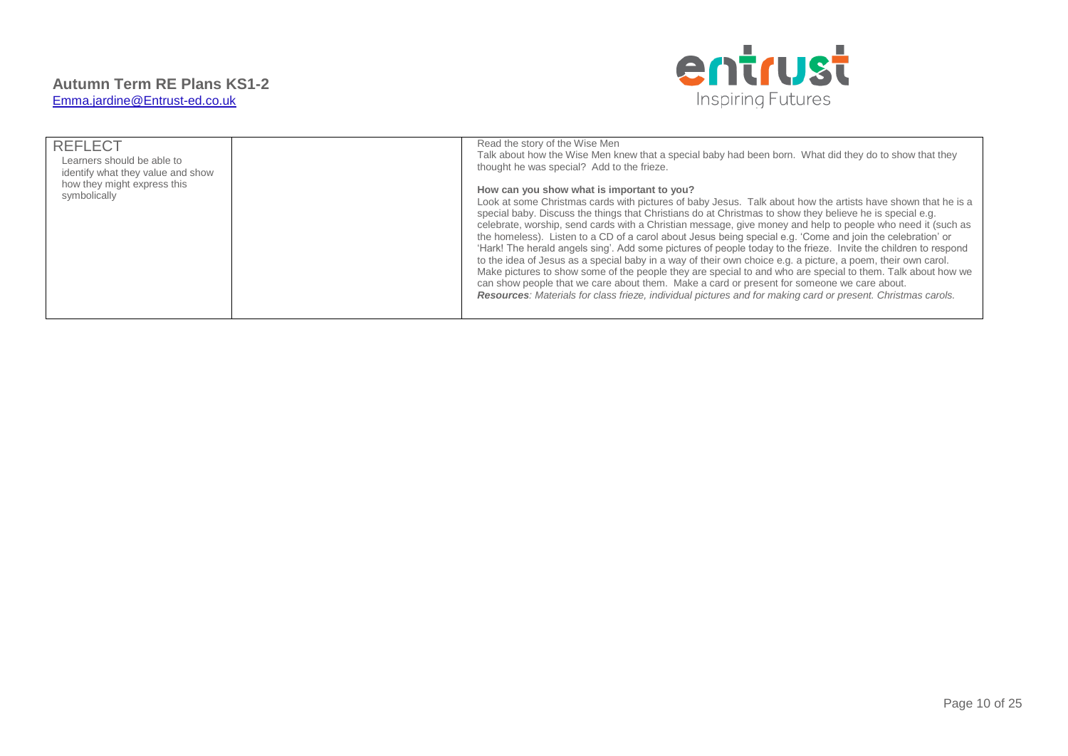| REFLECT<br>Learners should be able to identify what they value and show how they might express this symbolically | | Read the story of the Wise Men<br>Talk about how the Wise Men knew that a special baby had been born. What did they do to show that they thought he was special? Add to the frieze.<br><br>**How can you show what is important to you?**<br>Look at some Christmas cards with pictures of baby Jesus. Talk about how the artists have shown that he is a special baby. Discuss the things that Christians do at Christmas to show they believe he is special e.g. celebrate, worship, send cards with a Christian message, give money and help to people who need it (such as the homeless). Listen to a CD of a carol about Jesus being special e.g. 'Come and join the celebration' or 'Hark! The herald angels sing'. Add some pictures of people today to the frieze. Invite the children to respond to the idea of Jesus as a special baby in a way of their own choice e.g. a picture, a poem, their own carol. Make pictures to show some of the people they are special to and who are special to them. Talk about how we can show people that we care about them. Make a card or present for someone we care about.<br>***Resources****: Materials for class frieze, individual pictures and for making card or present. Christmas carols.* |
|---|---|---|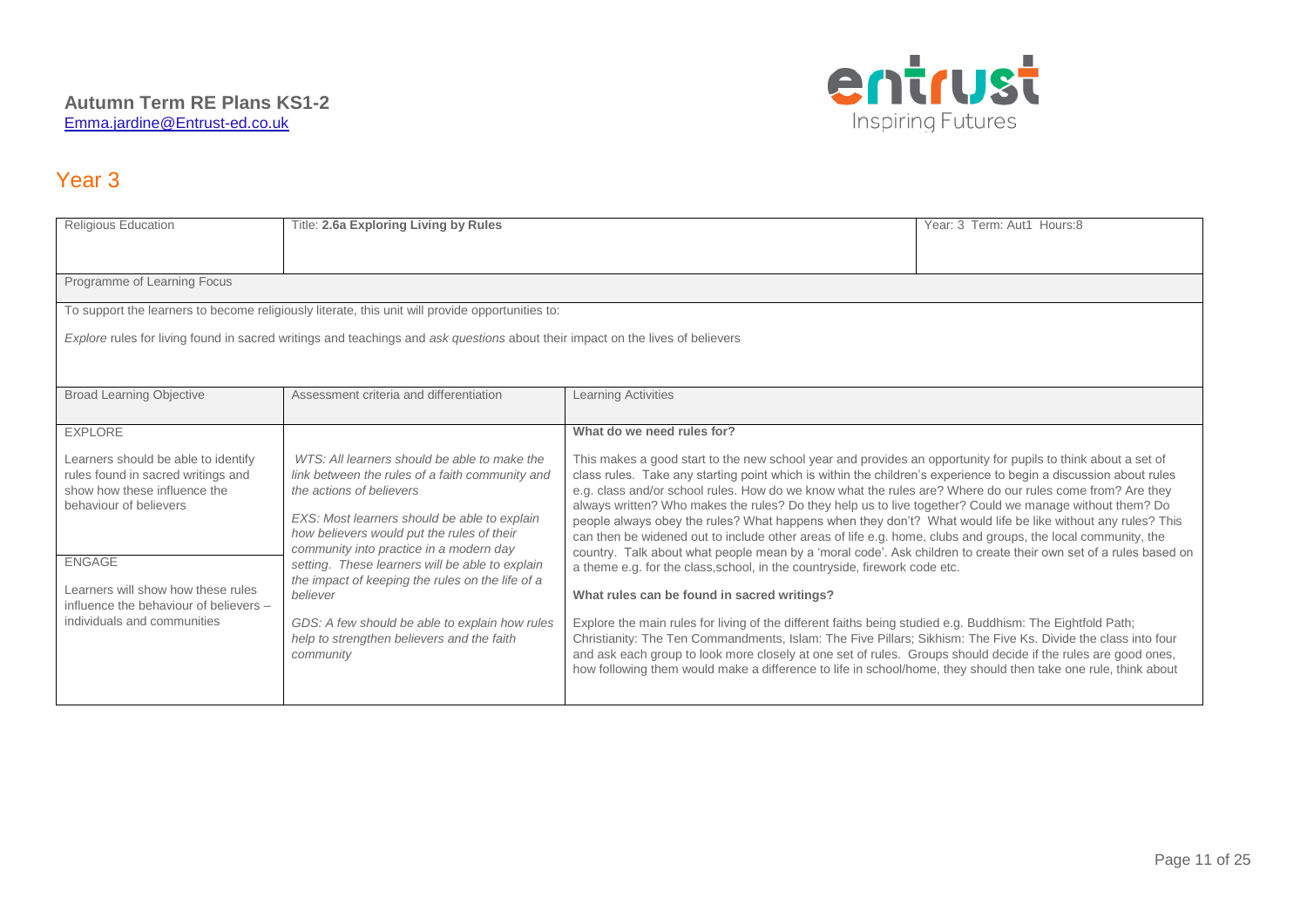**Autumn Term RE Plans KS1-2**
Emma.jardine@Entrust-ed.co.uk

## Year 3

| Religious Education | Title: **2.6a Exploring Living by Rules** | | Year: 3 Term: Aut1 Hours:8 |
|---|---|---|---|
| Programme of Learning Focus | | | |
| To support the learners to become religiously literate, this unit will provide opportunities to:<br><br>*Explore* rules for living found in sacred writings and teachings and *ask questions* about their impact on the lives of believers | | | |
| Broad Learning Objective | Assessment criteria and differentiation | Learning Activities | |
| EXPLORE<br><br>Learners should be able to identify rules found in sacred writings and show how these influence the behaviour of believers<br><br>ENGAGE<br><br>Learners will show how these rules influence the behaviour of believers – individuals and communities | *WTS: All learners should be able to make the link between the rules of a faith community and the actions of believers*<br><br>*EXS: Most learners should be able to explain how believers would put the rules of their community into practice in a modern day setting. These learners will be able to explain the impact of keeping the rules on the life of a believer*<br><br>*GDS: A few should be able to explain how rules help to strengthen believers and the faith community* | **What do we need rules for?**<br><br>This makes a good start to the new school year and provides an opportunity for pupils to think about a set of class rules. Take any starting point which is within the children's experience to begin a discussion about rules e.g. class and/or school rules. How do we know what the rules are? Where do our rules come from? Are they always written? Who makes the rules? Do they help us to live together? Could we manage without them? Do people always obey the rules? What happens when they don't? What would life be like without any rules? This can then be widened out to include other areas of life e.g. home, clubs and groups, the local community, the country. Talk about what people mean by a 'moral code'. Ask children to create their own set of a rules based on a theme e.g. for the class,school, in the countryside, firework code etc.<br><br>**What rules can be found in sacred writings?**<br><br>Explore the main rules for living of the different faiths being studied e.g. Buddhism: The Eightfold Path; Christianity: The Ten Commandments, Islam: The Five Pillars; Sikhism: The Five Ks. Divide the class into four and ask each group to look more closely at one set of rules. Groups should decide if the rules are good ones, how following them would make a difference to life in school/home, they should then take one rule, think about | |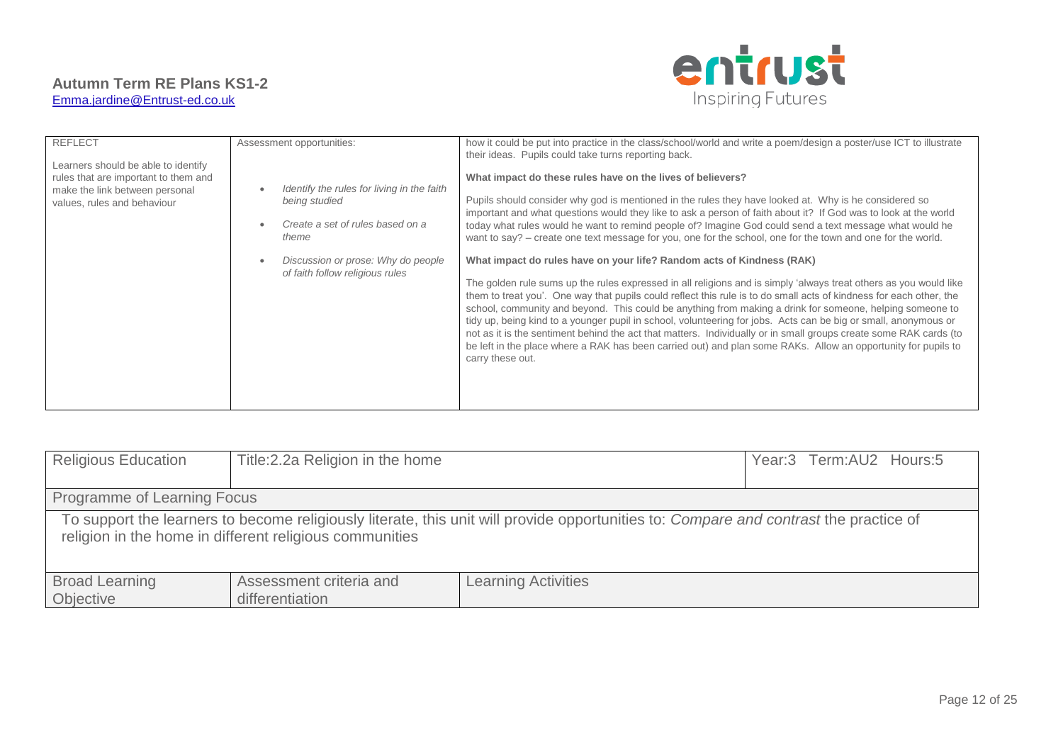| REFLECT<br><br>Learners should be able to identify rules that are important to them and make the link between personal values, rules and behaviour | Assessment opportunities:<br><br>- *Identify the rules for living in the faith being studied*<br>- *Create a set of rules based on a theme*<br>- *Discussion or prose: Why do people of faith follow religious rules* | how it could be put into practice in the class/school/world and write a poem/design a poster/use ICT to illustrate their ideas. Pupils could take turns reporting back.<br><br>**What impact do these rules have on the lives of believers?**<br><br>Pupils should consider why god is mentioned in the rules they have looked at. Why is he considered so important and what questions would they like to ask a person of faith about it? If God was to look at the world today what rules would he want to remind people of? Imagine God could send a text message what would he want to say? – create one text message for you, one for the school, one for the town and one for the world.<br><br>**What impact do rules have on your life? Random acts of Kindness (RAK)**<br><br>The golden rule sums up the rules expressed in all religions and is simply 'always treat others as you would like them to treat you'. One way that pupils could reflect this rule is to do small acts of kindness for each other, the school, community and beyond. This could be anything from making a drink for someone, helping someone to tidy up, being kind to a younger pupil in school, volunteering for jobs. Acts can be big or small, anonymous or not as it is the sentiment behind the act that matters. Individually or in small groups create some RAK cards (to be left in the place where a RAK has been carried out) and plan some RAKs. Allow an opportunity for pupils to carry these out. |
|---|---|---|

| Religious Education | Title:2.2a Religion in the home | | Year:3 Term:AU2 Hours:5 |
|---|---|---|---|
| Programme of Learning Focus | | | |
| To support the learners to become religiously literate, this unit will provide opportunities to: *Compare and contrast* the practice of religion in the home in different religious communities | | | |
| Broad Learning Objective | Assessment criteria and differentiation | Learning Activities | |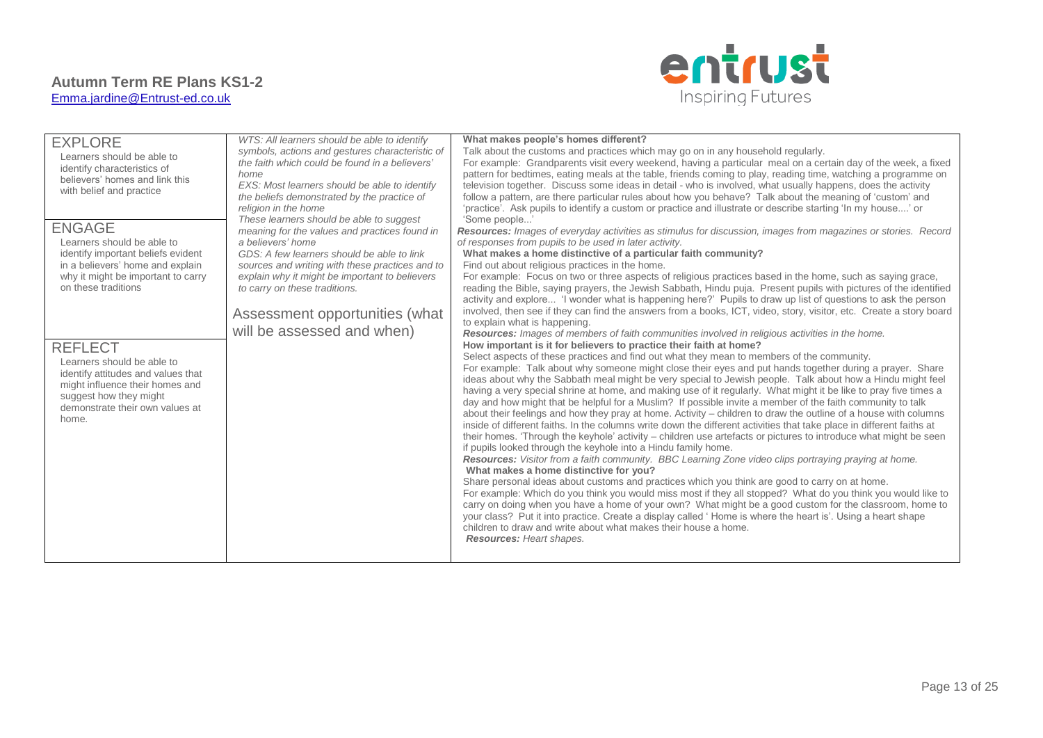**Autumn Term RE Plans KS1-2**
Emma.jardine@Entrust-ed.co.uk

| | | |
|---|---|---|
| **EXPLORE**<br>Learners should be able to identify characteristics of believers' homes and link this with belief and practice<br><br>**ENGAGE**<br>Learners should be able to identify important beliefs evident in a believers' home and explain why it might be important to carry on these traditions<br><br>**REFLECT**<br>Learners should be able to identify attitudes and values that might influence their homes and suggest how they might demonstrate their own values at home. | *WTS: All learners should be able to identify symbols, actions and gestures characteristic of the faith which could be found in a believers' home*<br>*EXS: Most learners should be able to identify the beliefs demonstrated by the practice of religion in the home*<br>*These learners should be able to suggest meaning for the values and practices found in a believers' home*<br>*GDS: A few learners should be able to link sources and writing with these practices and to explain why it might be important to believers to carry on these traditions.*<br><br>Assessment opportunities (what will be assessed and when) | **What makes people's homes different?**<br>Talk about the customs and practices which may go on in any household regularly.<br>For example: Grandparents visit every weekend, having a particular meal on a certain day of the week, a fixed pattern for bedtimes, eating meals at the table, friends coming to play, reading time, watching a programme on television together. Discuss some ideas in detail - who is involved, what usually happens, does the activity follow a pattern, are there particular rules about how you behave? Talk about the meaning of 'custom' and 'practice'. Ask pupils to identify a custom or practice and illustrate or describe starting 'In my house....' or 'Some people...'<br>***Resources:*** *Images of everyday activities as stimulus for discussion, images from magazines or stories. Record of responses from pupils to be used in later activity.*<br>**What makes a home distinctive of a particular faith community?**<br>Find out about religious practices in the home.<br>For example: Focus on two or three aspects of religious practices based in the home, such as saying grace, reading the Bible, saying prayers, the Jewish Sabbath, Hindu puja. Present pupils with pictures of the identified activity and explore... 'I wonder what is happening here?' Pupils to draw up list of questions to ask the person involved, then see if they can find the answers from a books, ICT, video, story, visitor, etc. Create a story board to explain what is happening.<br>***Resources:*** *Images of members of faith communities involved in religious activities in the home.*<br>**How important is it for believers to practice their faith at home?**<br>Select aspects of these practices and find out what they mean to members of the community.<br>For example: Talk about why someone might close their eyes and put hands together during a prayer. Share ideas about why the Sabbath meal might be very special to Jewish people. Talk about how a Hindu might feel having a very special shrine at home, and making use of it regularly. What might it be like to pray five times a day and how might that be helpful for a Muslim? If possible invite a member of the faith community to talk about their feelings and how they pray at home. Activity – children to draw the outline of a house with columns inside of different faiths. In the columns write down the different activities that take place in different faiths at their homes. 'Through the keyhole' activity – children use artefacts or pictures to introduce what might be seen if pupils looked through the keyhole into a Hindu family home.<br>***Resources:*** *Visitor from a faith community. BBC Learning Zone video clips portraying praying at home.*<br>**What makes a home distinctive for you?**<br>Share personal ideas about customs and practices which you think are good to carry on at home.<br>For example: Which do you think you would miss most if they all stopped? What do you think you would like to carry on doing when you have a home of your own? What might be a good custom for the classroom, home to your class? Put it into practice. Create a display called ' Home is where the heart is'. Using a heart shape children to draw and write about what makes their house a home.<br>***Resources:*** *Heart shapes.* |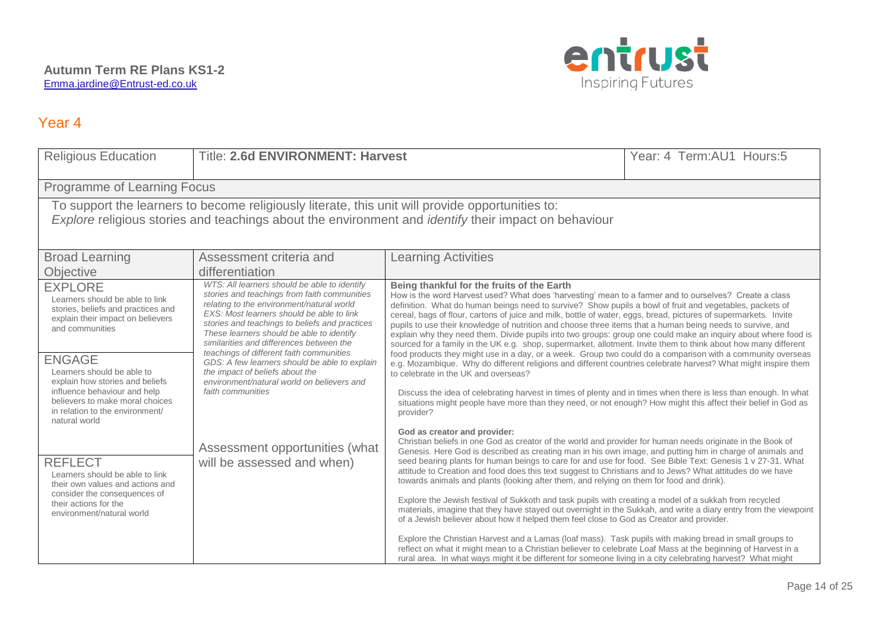**Autumn Term RE Plans KS1-2**
Emma.jardine@Entrust-ed.co.uk

## Year 4

| Religious Education | Title: **2.6d ENVIRONMENT: Harvest** | | Year: 4 Term:AU1 Hours:5 |
|---|---|---|---|
| Programme of Learning Focus | | | |
| To support the learners to become religiously literate, this unit will provide opportunities to:<br>*Explore* religious stories and teachings about the environment and *identify* their impact on behaviour | | | |
| Broad Learning Objective | Assessment criteria and differentiation | Learning Activities | |
| EXPLORE<br>Learners should be able to link stories, beliefs and practices and explain their impact on believers and communities<br><br>ENGAGE<br>Learners should be able to explain how stories and beliefs influence behaviour and help believers to make moral choices in relation to the environment/ natural world<br><br>REFLECT<br>Learners should be able to link their own values and actions and consider the consequences of their actions for the environment/natural world | *WTS: All learners should be able to identify stories and teachings from faith communities relating to the environment/natural world*<br>*EXS: Most learners should be able to link stories and teachings to beliefs and practices These learners should be able to identify similarities and differences between the teachings of different faith communities*<br>*GDS: A few learners should be able to explain the impact of beliefs about the environment/natural world on believers and faith communities*<br><br>Assessment opportunities (what will be assessed and when) | **Being thankful for the fruits of the Earth**<br>How is the word Harvest used? What does 'harvesting' mean to a farmer and to ourselves? Create a class definition. What do human beings need to survive? Show pupils a bowl of fruit and vegetables, packets of cereal, bags of flour, cartons of juice and milk, bottle of water, eggs, bread, pictures of supermarkets. Invite pupils to use their knowledge of nutrition and choose three items that a human being needs to survive, and explain why they need them. Divide pupils into two groups: group one could make an inquiry about where food is sourced for a family in the UK e.g. shop, supermarket, allotment. Invite them to think about how many different food products they might use in a day, or a week. Group two could do a comparison with a community overseas e.g. Mozambique. Why do different religions and different countries celebrate harvest? What might inspire them to celebrate in the UK and overseas?<br><br>Discuss the idea of celebrating harvest in times of plenty and in times when there is less than enough. In what situations might people have more than they need, or not enough? How might this affect their belief in God as provider?<br><br>**God as creator and provider:**<br>Christian beliefs in one God as creator of the world and provider for human needs originate in the Book of Genesis. Here God is described as creating man in his own image, and putting him in charge of animals and seed bearing plants for human beings to care for and use for food. See Bible Text: Genesis 1 v 27-31. What attitude to Creation and food does this text suggest to Christians and to Jews? What attitudes do we have towards animals and plants (looking after them, and relying on them for food and drink).<br><br>Explore the Jewish festival of Sukkoth and task pupils with creating a model of a sukkah from recycled materials, imagine that they have stayed out overnight in the Sukkah, and write a diary entry from the viewpoint of a Jewish believer about how it helped them feel close to God as Creator and provider.<br><br>Explore the Christian Harvest and a Lamas (loaf mass). Task pupils with making bread in small groups to reflect on what it might mean to a Christian believer to celebrate Loaf Mass at the beginning of Harvest in a rural area. In what ways might it be different for someone living in a city celebrating harvest? What might | |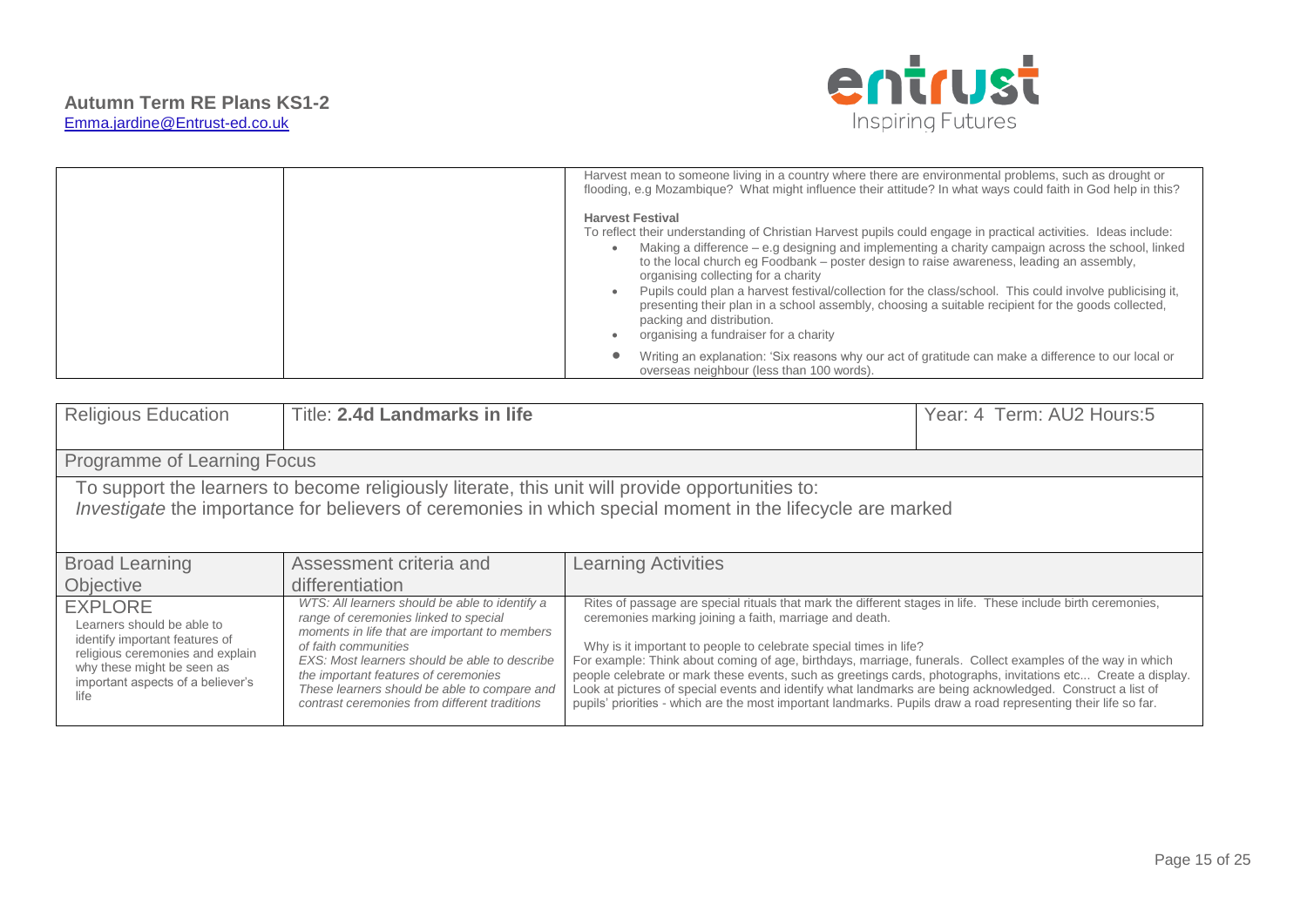| | | Harvest mean to someone living in a country where there are environmental problems, such as drought or flooding, e.g Mozambique? What might influence their attitude? In ways could faith in God help in this?<br><br>**Harvest Festival**<br>To reflect their understanding of Christian Harvest pupils could engage in practical activities. Ideas include:<br>• Making a difference – e.g designing and implementing a charity campaign across the school, linked to the local church eg Foodbank – poster design to raise awareness, leading an assembly, organising collecting for a charity<br>• Pupils could plan a harvest festival/collection for the class/school. This could involve publicising it, presenting their plan in a school assembly, choosing a suitable recipient for the goods collected, packing and distribution.<br>• organising a fundraiser for a charity<br>• Writing an explanation: 'Six reasons why our act of gratitude can make a difference to our local or overseas neighbour (less than 100 words). |
|---|---|---|

| Religious Education | Title: **2.4d Landmarks in life** | Year: 4 Term: AU2 Hours:5 |
|---|---|---|
| Programme of Learning Focus | | |
| To support the learners to become religiously literate, this unit will provide opportunities to:<br>*Investigate* the importance for believers of ceremonies in which special moment in the lifecycle are marked | | |
| **Broad Learning Objective** | **Assessment criteria and differentiation** | **Learning Activities** |
| EXPLORE<br>Learners should be able to identify important features of religious ceremonies and explain why these might be seen as important aspects of a believer's life | *WTS: All learners should be able to identify a range of ceremonies linked to special moments in life that are important to members of faith communities*<br>*EXS: Most learners should be able to describe the important features of ceremonies*<br>*These learners should be able to compare and contrast ceremonies from different traditions* | Rites of passage are special rituals that mark the different stages in life. These include birth ceremonies, ceremonies marking joining a faith, marriage and death.<br><br>Why is it important to people to celebrate special times in life?<br>For example: Think about coming of age, birthdays, marriage, funerals. Collect examples of the way in which people celebrate or mark these events, such as greetings cards, photographs, invitations etc... Create a display. Look at pictures of special events and identify what landmarks are being acknowledged. Construct a list of pupils' priorities - which are the most important landmarks. Pupils draw a road representing their life so far. |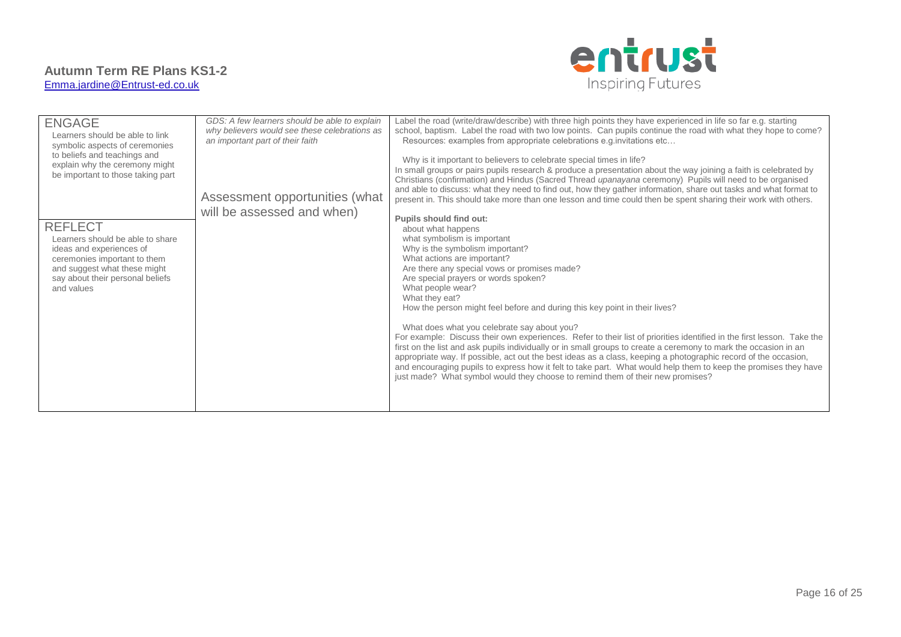| ENGAGE<br>Learners should be able to link symbolic aspects of ceremonies to beliefs and teachings and explain why the ceremony might be important to those taking part<br><br>REFLECT<br>Learners should be able to share ideas and experiences of ceremonies important to them and suggest what these might say about their personal beliefs and values | *GDS: A few learners should be able to explain why believers would see these celebrations as an important part of their faith*<br><br>Assessment opportunities (what will be assessed and when) | Label the road (write/draw/describe) with three high points they have experienced in life so far e.g. starting school, baptism. Label the road with two low points. Can pupils continue the road with what they hope to come?<br>Resources: examples from appropriate celebrations e.g.invitations etc…<br><br>Why is it important to believers to celebrate special times in life?<br>In small groups or pairs pupils research & produce a presentation about the way joining a faith is celebrated by Christians (confirmation) and Hindus (Sacred Thread *upanayana* ceremony) Pupils will need to be organised and able to discuss: what they need to find out, how they gather information, share out tasks and what format to present in. This should take more than one lesson and time could then be spent sharing their work with others.<br><br>**Pupils should find out:**<br>about what happens<br>what symbolism is important<br>Why is the symbolism important?<br>What actions are important?<br>Are there any special vows or promises made?<br>Are special prayers or words spoken?<br>What people wear?<br>What they eat?<br>How the person might feel before and during this key point in their lives?<br><br>What does what you celebrate say about you?<br>For example: Discuss their own experiences. Refer to their list of priorities identified in the first lesson. Take the first on the list and ask pupils individually or in small groups to create a ceremony to mark the occasion in an appropriate way. If possible, act out the best ideas as a class, keeping a photographic record of the occasion, and encouraging pupils to express how it felt to take part. What would help them to keep the promises they have just made? What symbol would they choose to remind them of their new promises? |
|---|---|---|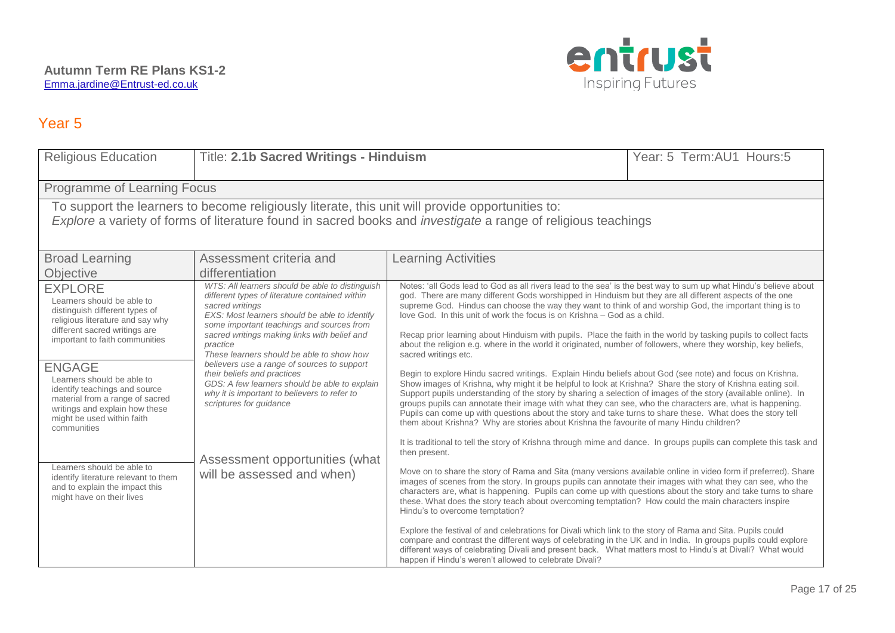**Autumn Term RE Plans KS1-2**
Emma.jardine@Entrust-ed.co.uk

## Year 5

| Religious Education | Title: **2.1b Sacred Writings - Hinduism** | | Year: 5 Term:AU1 Hours:5 |
|---|---|---|---|
| Programme of Learning Focus | | | |
| To support the learners to become religiously literate, this unit will provide opportunities to: *Explore* a variety of forms of literature found in sacred books and *investigate* a range of religious teachings | | | |
| Broad Learning Objective | Assessment criteria and differentiation | Learning Activities | |
| EXPLORE<br>Learners should be able to distinguish different types of religious literature and say why different sacred writings are important to faith communities<br><br>ENGAGE<br>Learners should be able to identify teachings and source material from a range of sacred writings and explain how these might be used within faith communities<br><br>Learners should be able to identify literature relevant to them and to explain the impact this might have on their lives | *WTS: All learners should be able to distinguish different types of literature contained within sacred writings*<br>*EXS: Most learners should be able to identify some important teachings and sources from sacred writings making links with belief and practice*<br>*These learners should be able to show how believers use a range of sources to support their beliefs and practices*<br>*GDS: A few learners should be able to explain why it is important to believers to refer to scriptures for guidance*<br><br>Assessment opportunities (what will be assessed and when) | Notes: 'all Gods lead to God as all rivers lead to the sea' is the best way to sum up what Hindu's believe about god. There are many different Gods worshipped in Hinduism but they are all different aspects of the one supreme God. Hindus can choose the way they want to think of and worship God, the important thing is to love God. In this unit of work the focus is on Krishna – God as a child.<br><br>Recap prior learning about Hinduism with pupils. Place the faith in the world by tasking pupils to collect facts about the religion e.g. where in the world it originated, number of followers, where they worship, key beliefs, sacred writings etc.<br><br>Begin to explore Hindu sacred writings. Explain Hindu beliefs about God (see note) and focus on Krishna. Show images of Krishna, why might it be helpful to look at Krishna? Share the story of Krishna eating soil. Support pupils understanding of the story by sharing a selection of images of the story (available online). In groups pupils can annotate their image with what they can see, who the characters are, what is happening. Pupils can come up with questions about the story and take turns to share these. What does the story tell them about Krishna? Why are stories about Krishna the favourite of many Hindu children?<br><br>It is traditional to tell the story of Krishna through mime and dance. In groups pupils can complete this task and then present.<br><br>Move on to share the story of Rama and Sita (many versions available online in video form if preferred). Share images of scenes from the story. In groups pupils can annotate their images with what they can see, who the characters are, what is happening. Pupils can come up with questions about the story and take turns to share these. What does the story teach about overcoming temptation? How could the main characters inspire Hindu's to overcome temptation?<br><br>Explore the festival of and celebrations for Divali which link to the story of Rama and Sita. Pupils could compare and contrast the different ways of celebrating in the UK and in India. In groups pupils could explore different ways of celebrating Divali and present back. What matters most to Hindu's at Divali? What would happen if Hindu's weren't allowed to celebrate Divali? | |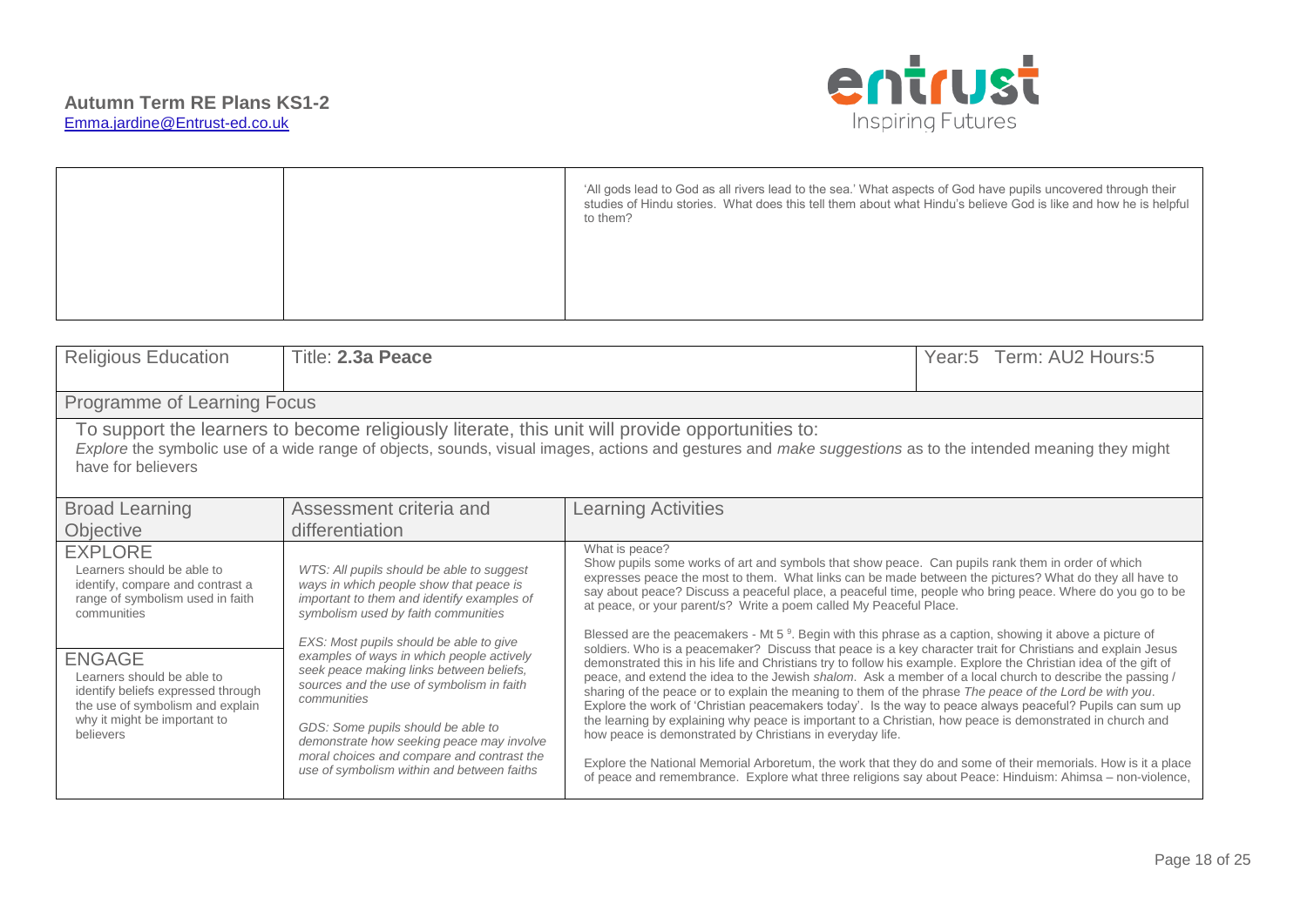| | | 'All gods lead to God as all rivers lead to the sea.' What aspects of God have pupils uncovered through their studies of Hindu stories. What does this tell them about what Hindu's believe God is like and how he is helpful to them? |
|---|---|---|

| Religious Education | Title: **2.3a Peace** | Year:5 Term: AU2 Hours:5 |
|---|---|---|

**Programme of Learning Focus**

To support the learners to become religiously literate, this unit will provide opportunities to:
*Explore* the symbolic use of a wide range of objects, sounds, visual images, actions and gestures and *make suggestions* as to the intended meaning they might have for believers

| Broad Learning Objective | Assessment criteria and differentiation | Learning Activities |
|---|---|---|
| EXPLORE<br>Learners should be able to identify, compare and contrast a range of symbolism used in faith communities<br><br>ENGAGE<br>Learners should be able to identify beliefs expressed through the use of symbolism and explain why it might be important to believers | *WTS: All pupils should be able to suggest ways in which people show that peace is important to them and identify examples of symbolism used by faith communities*<br><br>*EXS: Most pupils should be able to give examples of ways in which people actively seek peace making links between beliefs, sources and the use of symbolism in faith communities*<br><br>*GDS: Some pupils should be able to demonstrate how seeking peace may involve moral choices and compare and contrast the use of symbolism within and between faiths* | What is peace?<br>Show pupils some works of art and symbols that show peace. Can pupils rank them in order of which expresses peace the most to them. What links can be made between the pictures? What do they all have to say about peace? Discuss a peaceful place, a peaceful time, people who bring peace. Where do you go to be at peace, or your parent/s? Write a poem called My Peaceful Place.<br><br>Blessed are the peacemakers - Mt 5 [9]. Begin with this phrase as a caption, showing it above a picture of soldiers. Who is a peacemaker? Discuss that peace is a key character trait for Christians and explain Jesus demonstrated this in his life and Christians try to follow his example. Explore the Christian idea of the gift of peace, and extend the idea to the Jewish *shalom*. Ask a member of a local church to describe the passing / sharing of the peace or to explain the meaning to them of the phrase *The peace of the Lord be with you*. Explore the work of 'Christian peacemakers today'. Is the way to peace always peaceful? Pupils can sum up the learning by explaining why peace is important to a Christian, how peace is demonstrated in church and how peace is demonstrated by Christians in everyday life.<br><br>Explore the National Memorial Arboretum, the work that they do and some of their memorials. How is it a place of peace and remembrance. Explore what three religions say about Peace: Hinduism: Ahimsa – non-violence, |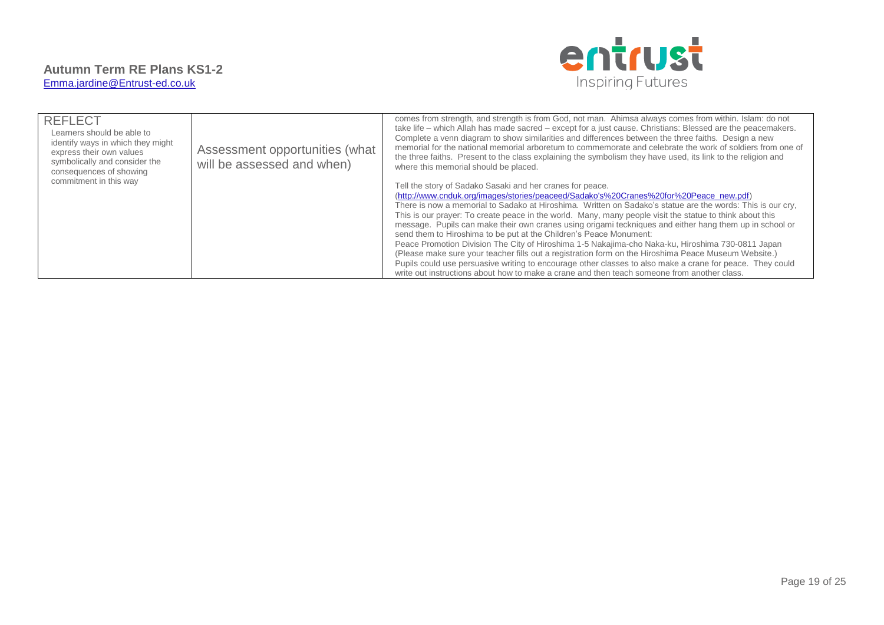| REFLECT<br>Learners should be able to identify ways in which they might express their own values symbolically and consider the consequences of showing commitment in this way | Assessment opportunities (what will be assessed and when) | comes from strength, and strength is from God, not man. Ahimsa always comes from within. Islam: do not take life – which Allah has made sacred – except for a just cause. Christians: Blessed are the peacemakers. Complete a venn diagram to show similarities and differences between the three faiths. Design a new memorial for the national memorial arboretum to commemorate and celebrate the work of soldiers from one of the three faiths. Present to the class explaining the symbolism they have used, its link to the religion and where this memorial should be placed.<br><br>Tell the story of Sadako Sasaki and her cranes for peace.<br>(http://www.cnduk.org/images/stories/peaceed/Sadako's%20Cranes%20for%20Peace_new.pdf)<br>There is now a memorial to Sadako at Hiroshima. Written on Sadako's statue are the words: This is our cry, This is our prayer: To create peace in the world. Many, many people visit the statue to think about this message. Pupils can make their own cranes using origami teckniques and either hang them up in school or send them to Hiroshima to be put at the Children's Peace Monument:<br>Peace Promotion Division The City of Hiroshima 1-5 Nakajima-cho Naka-ku, Hiroshima 730-0811 Japan (Please make sure your teacher fills out a registration form on the Hiroshima Peace Museum Website.)<br>Pupils could use persuasive writing to encourage other classes to also make a crane for peace. They could write out instructions about how to make a crane and then teach someone from another class. |
| --- | --- | --- |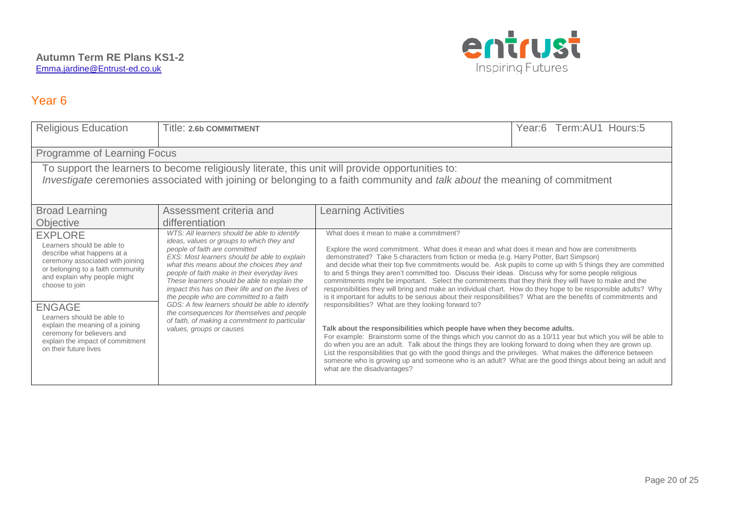**Autumn Term RE Plans KS1-2**
Emma.jardine@Entrust-ed.co.uk

entrust
Inspiring Futures

## Year 6

| Religious Education | Title: **2.6b COMMITMENT** | | Year:6 Term:AU1 Hours:5 |
|---|---|---|---|
| Programme of Learning Focus | | | |
| To support the learners to become religiously literate, this unit will provide opportunities to:<br>*Investigate* ceremonies associated with joining or belonging to a faith community and *talk about* the meaning of commitment | | | |
| Broad Learning Objective | Assessment criteria and differentiation | Learning Activities | |
| EXPLORE<br>Learners should be able to describe what happens at a ceremony associated with joining or belonging to a faith community and explain why people might choose to join<br><br>ENGAGE<br>Learners should be able to explain the meaning of a joining ceremony for believers and explain the impact of commitment on their future lives | *WTS: All learners should be able to identify ideas, values or groups to which they and people of faith are committed*<br>*EXS: Most learners should be able to explain what this means about the choices they and people of faith make in their everyday lives*<br>*These learners should be able to explain the impact this has on their life and on the lives of the people who are committed to a faith*<br>*GDS: A few learners should be able to identify the consequences for themselves and people of faith, of making a commitment to particular values, groups or causes* | What does it mean to make a commitment?<br><br>Explore the word commitment. What does it mean and what does it mean and how are commitments demonstrated? Take 5 characters from fiction or media (e.g. Harry Potter, Bart Simpson) and decide what their top five commitments would be. Ask pupils to come up with 5 things they are committed to and 5 things they aren't committed too. Discuss their ideas. Discuss why for some people religious commitments might be important. Select the commitments that they think they will have to make and the responsibilities they will bring and make an individual chart. How do they hope to be responsible adults? Why is it important for adults to be serious about their responsibilities? What are the benefits of commitments and responsibilities? What are they looking forward to?<br><br>**Talk about the responsibilities which people have when they become adults.**<br>For example: Brainstorm some of the things which you cannot do as a 10/11 year but which you will be able to do when you are an adult. Talk about the things they are looking forward to doing when they are grown up. List the responsibilities that go with the good things and the privileges. What makes the difference between someone who is growing up and someone who is an adult? What are the good things about being an adult and what are the disadvantages? | |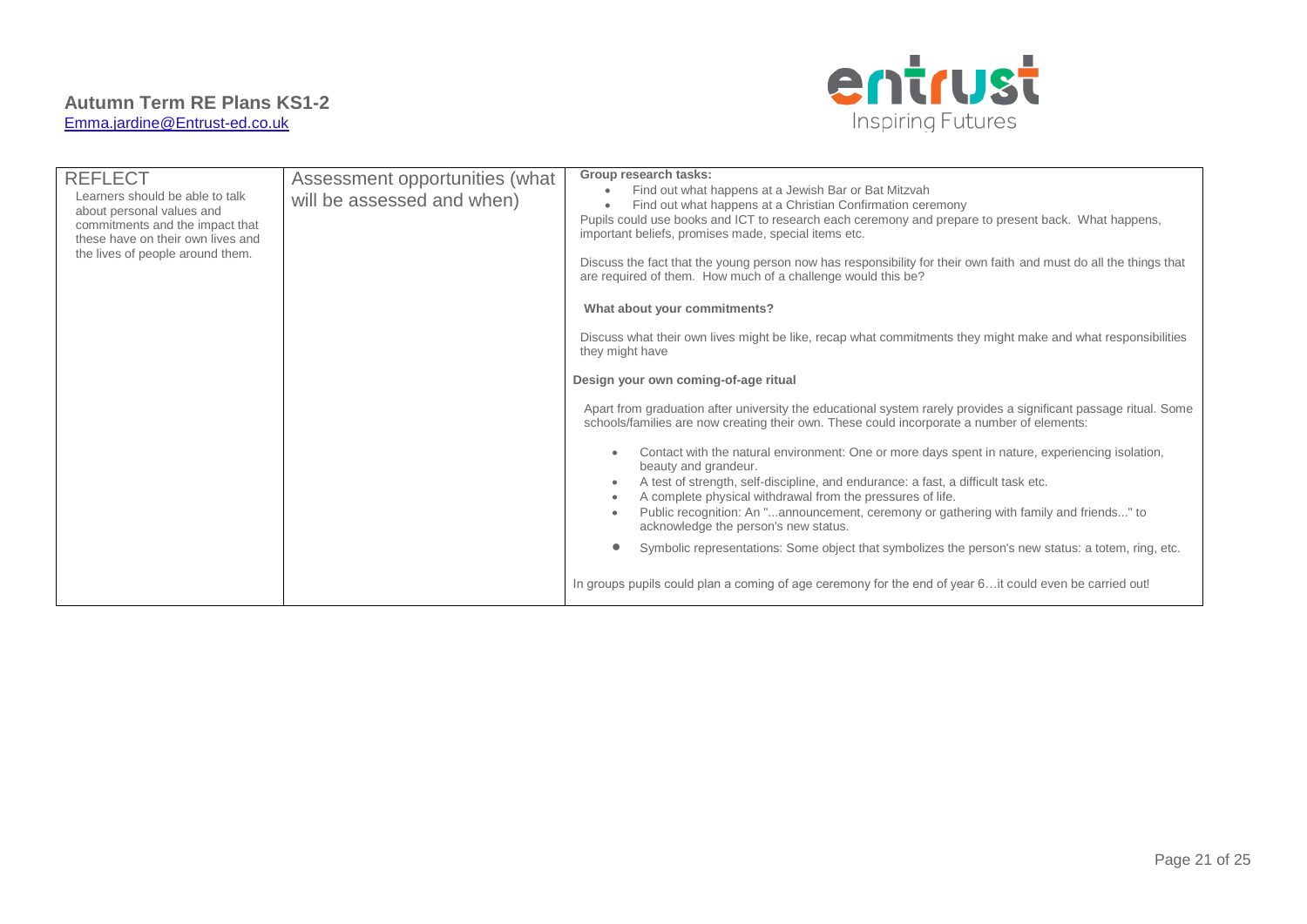**Autumn Term RE Plans KS1-2**
Emma.jardine@Entrust-ed.co.uk

| REFLECT<br>Learners should be able to talk about personal values and commitments and the impact that these have on their own lives and the lives of people around them. | Assessment opportunities (what will be assessed and when) | **Group research tasks:**<br>• Find out what happens at a Jewish Bar or Bat Mitzvah<br>• Find out what happens at a Christian Confirmation ceremony<br>Pupils could use books and ICT to research each ceremony and prepare to present back. What happens, important beliefs, promises made, special items etc.<br><br>Discuss the fact that the young person now has responsibility for their own faith and must do all the things that are required of them. How much of a challenge would this be?<br><br>**What about your commitments?**<br><br>Discuss what their own lives might be like, recap what commitments they might make and what responsibilities they might have<br><br>**Design your own coming-of-age ritual**<br><br>Apart from graduation after university the educational system rarely provides a significant passage ritual. Some schools/families are now creating their own. These could incorporate a number of elements:<br><br>• Contact with the natural environment: One or more days spent in nature, experiencing isolation, beauty and grandeur.<br>• A test of strength, self-discipline, and endurance: a fast, a difficult task etc.<br>• A complete physical withdrawal from the pressures of life.<br>• Public recognition: An "...announcement, ceremony or gathering with family and friends..." to acknowledge the person's new status.<br>• Symbolic representations: Some object that symbolizes the person's new status: a totem, ring, etc.<br><br>In groups pupils could plan a coming of age ceremony for the end of year 6…it could even be carried out! |
|---|---|---|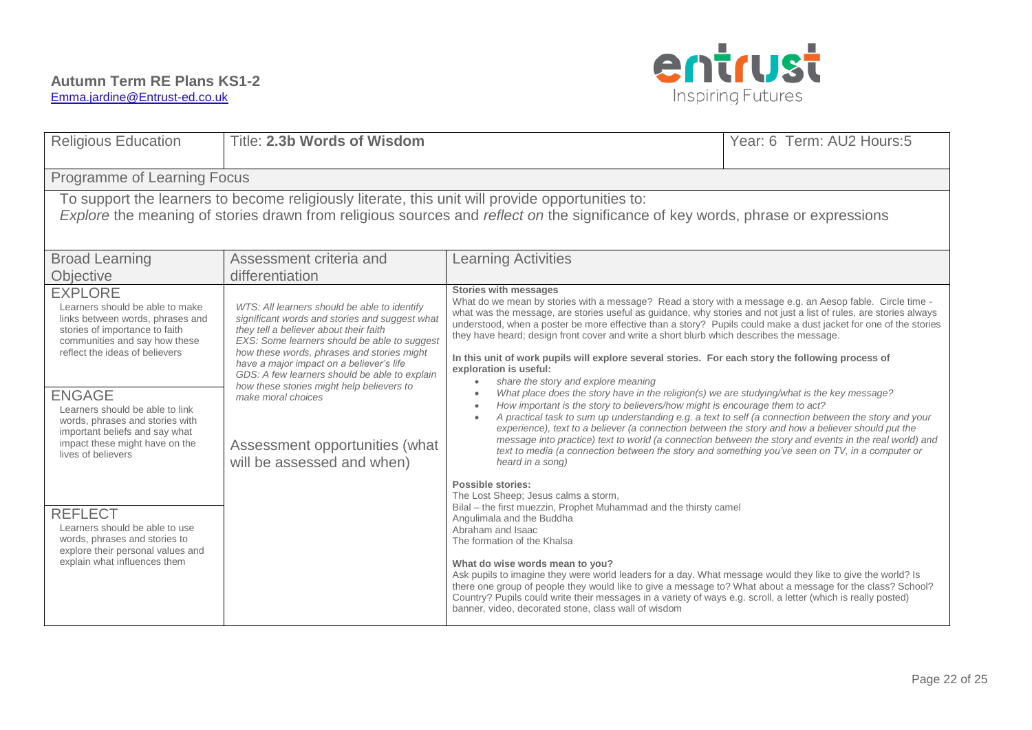**Autumn Term RE Plans KS1-2**
Emma.jardine@Entrust-ed.co.uk

| Religious Education | Title: **2.3b Words of Wisdom** | | Year: 6 Term: AU2 Hours:5 |
|---|---|---|---|
| Programme of Learning Focus | | | |
| To support the learners to become religiously literate, this unit will provide opportunities to:<br>*Explore* the meaning of stories drawn from religious sources and *reflect on* the significance of key words, phrase or expressions | | | |
| Broad Learning Objective | Assessment criteria and differentiation | Learning Activities | |
| EXPLORE<br>Learners should be able to make links between words, phrases and stories of importance to faith communities and say how these reflect the ideas of believers<br><br>ENGAGE<br>Learners should be able to link words, phrases and stories with important beliefs and say what impact these might have on the lives of believers<br><br>REFLECT<br>Learners should be able to use words, phrases and stories to explore their personal values and explain what influences them | *WTS: All learners should be able to identify significant words and stories and suggest what they tell a believer about their faith*<br>*EXS: Some learners should be able to suggest how these words, phrases and stories might have a major impact on a believer's life*<br>*GDS: A few learners should be able to explain how these stories might help believers to make moral choices*<br><br>Assessment opportunities (what will be assessed and when) | **Stories with messages**<br>What do we mean by stories with a message? Read a story with a message e.g. an Aesop fable. Circle time - what was the message, are stories useful as guidance, why stories and not just a list of rules, are stories always understood, when a poster be more effective than a story? Pupils could make a dust jacket for one of the stories they have heard; design front cover and write a short blurb which describes the message.<br><br>**In this unit of work pupils will explore several stories. For each story the following process of exploration is useful:**<br>• *share the story and explore meaning*<br>• *What place does the story have in the religion(s) we are studying/what is the key message?*<br>• *How important is the story to believers/how might is encourage them to act?*<br>• *A practical task to sum up understanding e.g. a text to self (a connection between the story and your experience), text to a believer (a connection between the story and how a believer should put the message into practice) text to world (a connection between the story and events in the real world) and text to media (a connection between the story and something you've seen on TV, in a computer or heard in a song)*<br><br>**Possible stories:**<br>The Lost Sheep; Jesus calms a storm,<br>Bilal – the first muezzin, Prophet Muhammad and the thirsty camel<br>Angulimala and the Buddha<br>Abraham and Isaac<br>The formation of the Khalsa<br><br>**What do wise words mean to you?**<br>Ask pupils to imagine they were world leaders for a day. What message would they like to give the world? Is there one group of people they would like to give a message to? What about a message for the class? School? Country? Pupils could write their messages in a variety of ways e.g. scroll, a letter (which is really posted) banner, video, decorated stone, class wall of wisdom | |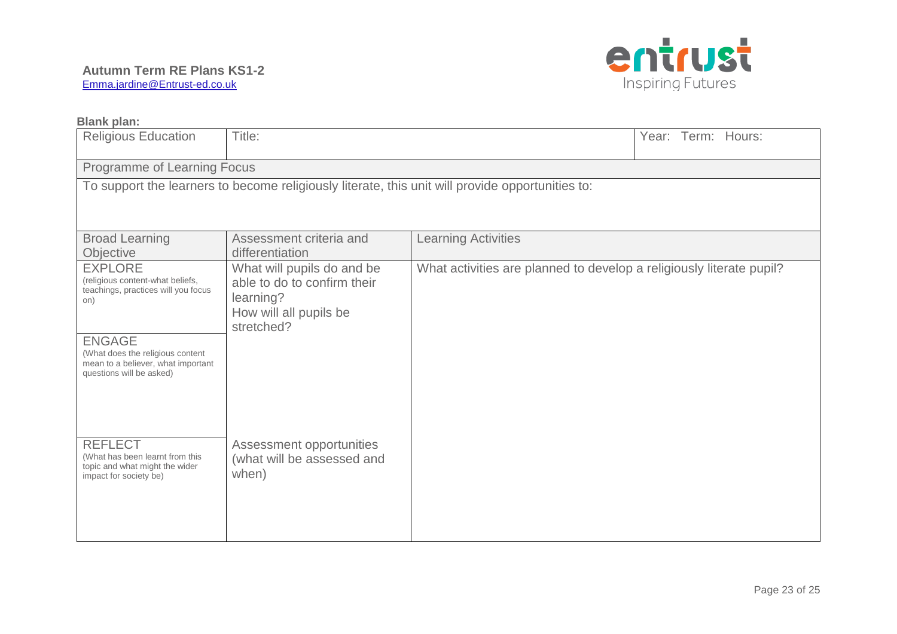**Autumn Term RE Plans KS1-2**
Emma.jardine@Entrust-ed.co.uk

**Blank plan:**

| Religious Education | Title: | | Year: Term: Hours: |
|---|---|---|---|
| Programme of Learning Focus | | | |
| To support the learners to become religiously literate, this unit will provide opportunities to: | | | |
| Broad Learning Objective | Assessment criteria and differentiation | Learning Activities | |
| EXPLORE (religious content-what beliefs, teachings, practices will you focus on) | What will pupils do and be able to do to confirm their learning? How will all pupils be stretched? | What activities are planned to develop a religiously literate pupil? | |
| ENGAGE (What does the religious content mean to a believer, what important questions will be asked) | | | |
| REFLECT (What has been learnt from this topic and what might the wider impact for society be) | Assessment opportunities (what will be assessed and when) | | |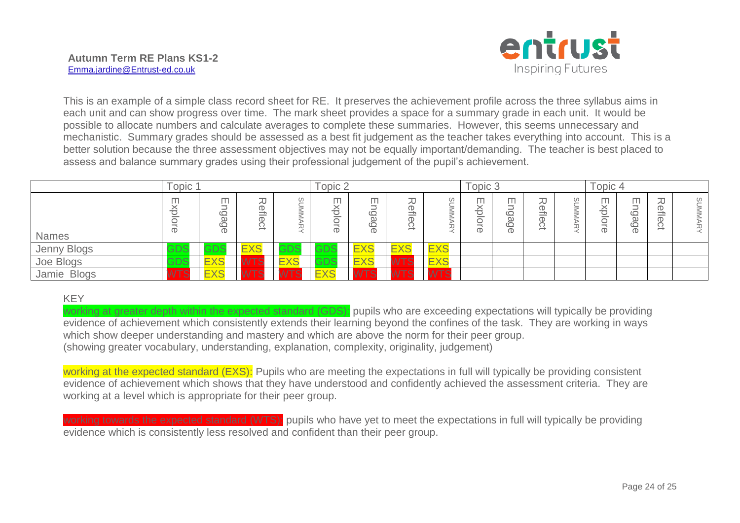**Autumn Term RE Plans KS1-2**
Emma.jardine@Entrust-ed.co.uk

entrust
Inspiring Futures

This is an example of a simple class record sheet for RE. It preserves the achievement profile across the three syllabus aims in each unit and can show progress over time. The mark sheet provides a space for a summary grade in each unit. It would be possible to allocate numbers and calculate averages to complete these summaries. However, this seems unnecessary and mechanistic. Summary grades should be assessed as a best fit judgement as the teacher takes everything into account. This is a better solution because the three assessment objectives may not be equally important/demanding. The teacher is best placed to assess and balance summary grades using their professional judgement of the pupil's achievement.

| | Topic 1 | | | | Topic 2 | | | | Topic 3 | | | | Topic 4 | | | |
|---|---|---|---|---|---|---|---|---|---|---|---|---|---|---|---|---|
| Names | Explore | Engage | Reflect | SUMMARY | Explore | Engage | Reflect | SUMMARY | Explore | Engage | Reflect | SUMMARY | Explore | Engage | Reflect | SUMMARY |
| Jenny Blogs | GDS | GDS | EXS | GDS | GDS | EXS | EXS | EXS | | | | | | | | |
| Joe Blogs | GDS | EXS | WTS | EXS | GDS | EXS | WTS | EXS | | | | | | | | |
| Jamie Blogs | WTS | EXS | WTS | WTS | EXS | WTS | WTS | WTS | | | | | | | | |

KEY

working at greater depth within the expected standard (GDS): pupils who are exceeding expectations will typically be providing evidence of achievement which consistently extends their learning beyond the confines of the task. They are working in ways which show deeper understanding and mastery and which are above the norm for their peer group.
(showing greater vocabulary, understanding, explanation, complexity, originality, judgement)

working at the expected standard (EXS): Pupils who are meeting the expectations in full will typically be providing consistent evidence of achievement which shows that they have understood and confidently achieved the assessment criteria. They are working at a level which is appropriate for their peer group.

working towards the expected standard (WTS): pupils who have yet to meet the expectations in full will typically be providing evidence which is consistently less resolved and confident than their peer group.